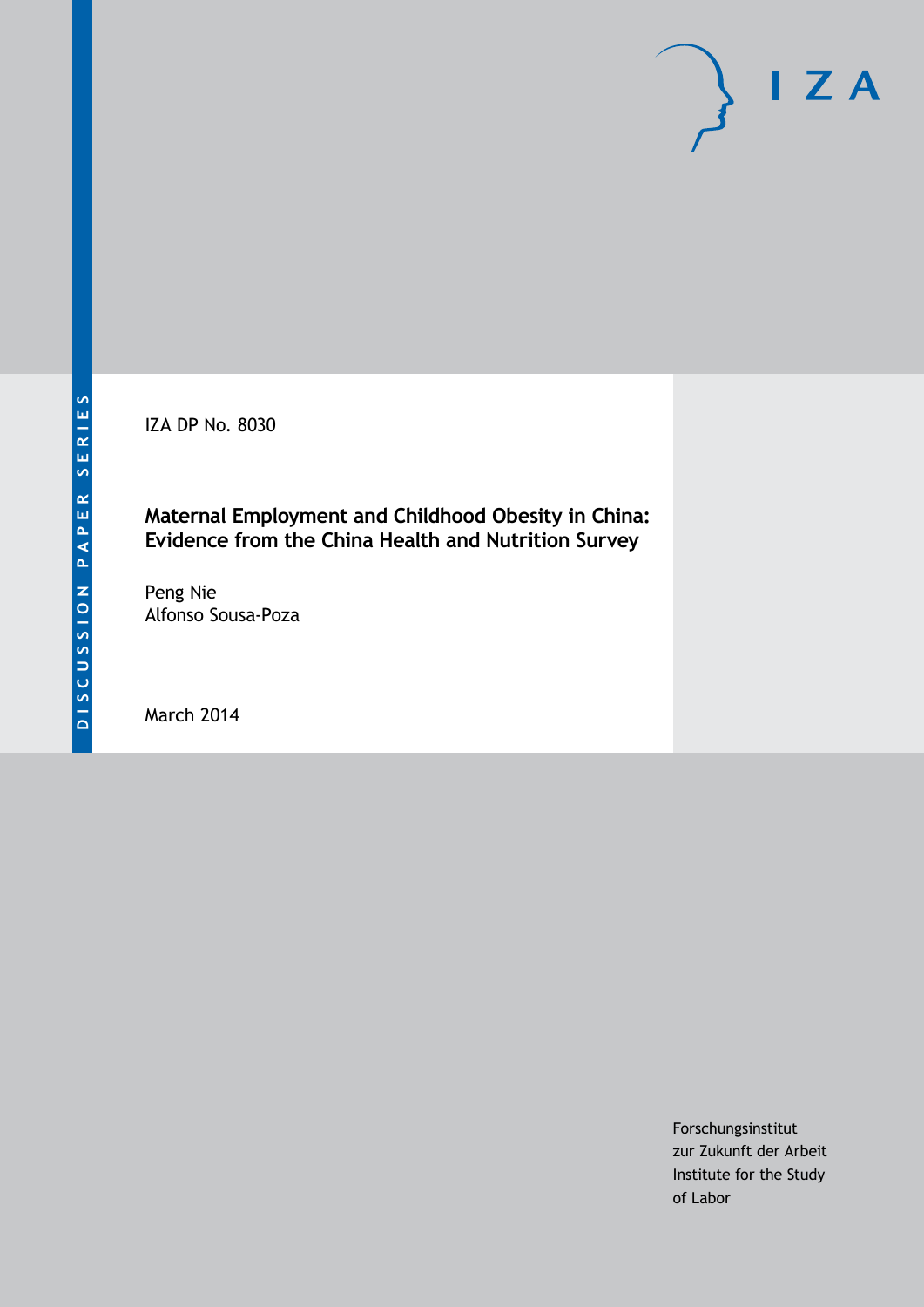DISCUSSION PAPER SERIES

IZA DP No. 8030

# Maternal Employment and Childhood Obesity in China: Evidence from the China Health and Nutrition Survey

Peng Nie
Alfonso Sousa-Poza

March 2014

Forschungsinstitut
zur Zukunft der Arbeit
Institute for the Study
of Labor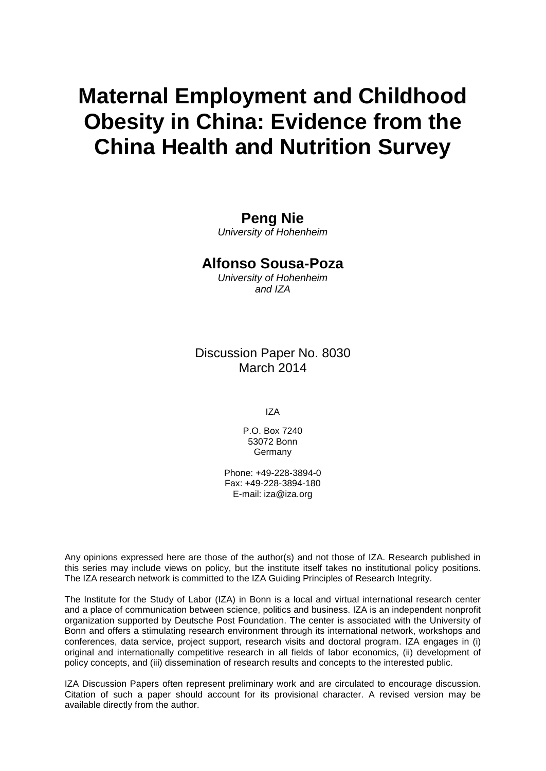# Maternal Employment and Childhood Obesity in China: Evidence from the China Health and Nutrition Survey

**Peng Nie**
*University of Hohenheim*

**Alfonso Sousa-Poza**
*University of Hohenheim and IZA*

Discussion Paper No. 8030
March 2014

IZA

P.O. Box 7240
53072 Bonn
Germany

Phone: +49-228-3894-0
Fax: +49-228-3894-180
E-mail: iza@iza.org

Any opinions expressed here are those of the author(s) and not those of IZA. Research published in this series may include views on policy, but the institute itself takes no institutional policy positions. The IZA research network is committed to the IZA Guiding Principles of Research Integrity.

The Institute for the Study of Labor (IZA) in Bonn is a local and virtual international research center and a place of communication between science, politics and business. IZA is an independent nonprofit organization supported by Deutsche Post Foundation. The center is associated with the University of Bonn and offers a stimulating research environment through its international network, workshops and conferences, data service, project support, research visits and doctoral program. IZA engages in (i) original and internationally competitive research in all fields of labor economics, (ii) development of policy concepts, and (iii) dissemination of research results and concepts to the interested public.

IZA Discussion Papers often represent preliminary work and are circulated to encourage discussion. Citation of such a paper should account for its provisional character. A revised version may be available directly from the author.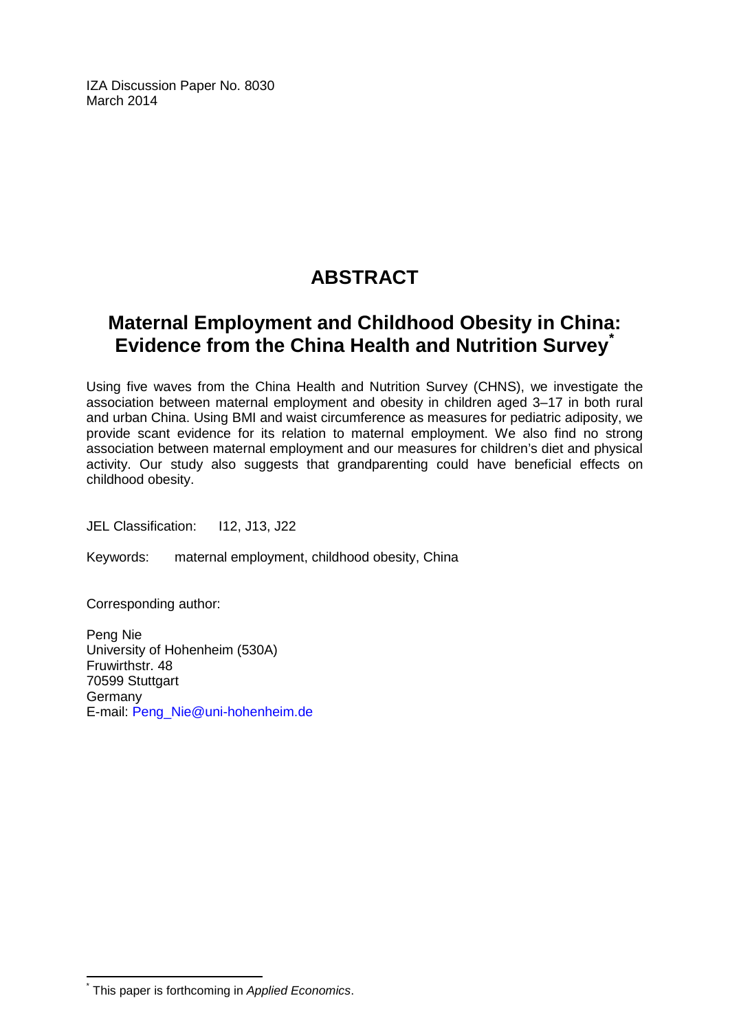IZA Discussion Paper No. 8030
March 2014

# ABSTRACT

## Maternal Employment and Childhood Obesity in China: Evidence from the China Health and Nutrition Survey[*]

Using five waves from the China Health and Nutrition Survey (CHNS), we investigate the association between maternal employment and obesity in children aged 3–17 in both rural and urban China. Using BMI and waist circumference as measures for pediatric adiposity, we provide scant evidence for its relation to maternal employment. We also find no strong association between maternal employment and our measures for children's diet and physical activity. Our study also suggests that grandparenting could have beneficial effects on childhood obesity.

JEL Classification: I12, J13, J22

Keywords: maternal employment, childhood obesity, China

Corresponding author:

Peng Nie
University of Hohenheim (530A)
Fruwirthstr. 48
70599 Stuttgart
Germany
E-mail: Peng_Nie@uni-hohenheim.de

[*] This paper is forthcoming in *Applied Economics*.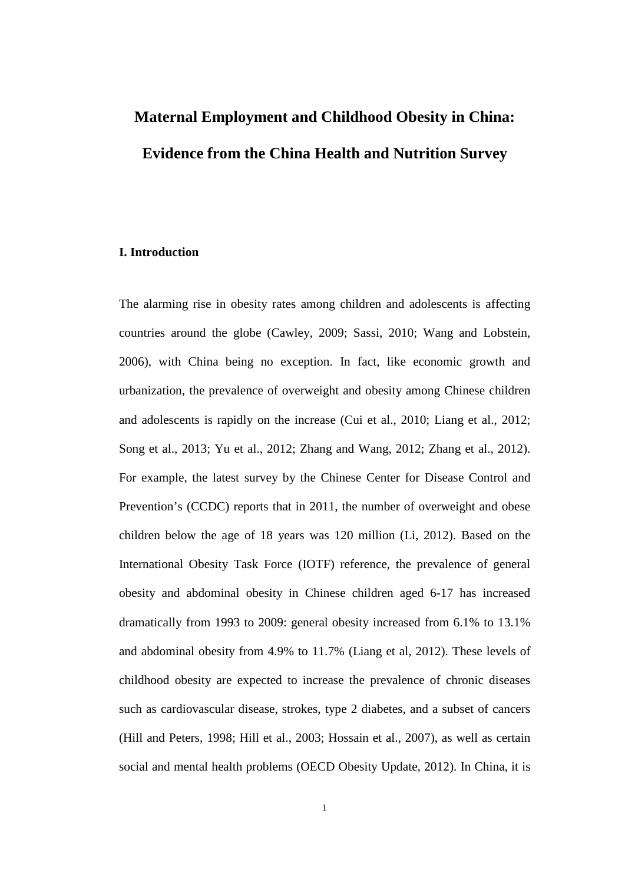# Maternal Employment and Childhood Obesity in China: Evidence from the China Health and Nutrition Survey

## I. Introduction

The alarming rise in obesity rates among children and adolescents is affecting countries around the globe (Cawley, 2009; Sassi, 2010; Wang and Lobstein, 2006), with China being no exception. In fact, like economic growth and urbanization, the prevalence of overweight and obesity among Chinese children and adolescents is rapidly on the increase (Cui et al., 2010; Liang et al., 2012; Song et al., 2013; Yu et al., 2012; Zhang and Wang, 2012; Zhang et al., 2012). For example, the latest survey by the Chinese Center for Disease Control and Prevention's (CCDC) reports that in 2011, the number of overweight and obese children below the age of 18 years was 120 million (Li, 2012). Based on the International Obesity Task Force (IOTF) reference, the prevalence of general obesity and abdominal obesity in Chinese children aged 6-17 has increased dramatically from 1993 to 2009: general obesity increased from 6.1% to 13.1% and abdominal obesity from 4.9% to 11.7% (Liang et al, 2012). These levels of childhood obesity are expected to increase the prevalence of chronic diseases such as cardiovascular disease, strokes, type 2 diabetes, and a subset of cancers (Hill and Peters, 1998; Hill et al., 2003; Hossain et al., 2007), as well as certain social and mental health problems (OECD Obesity Update, 2012). In China, it is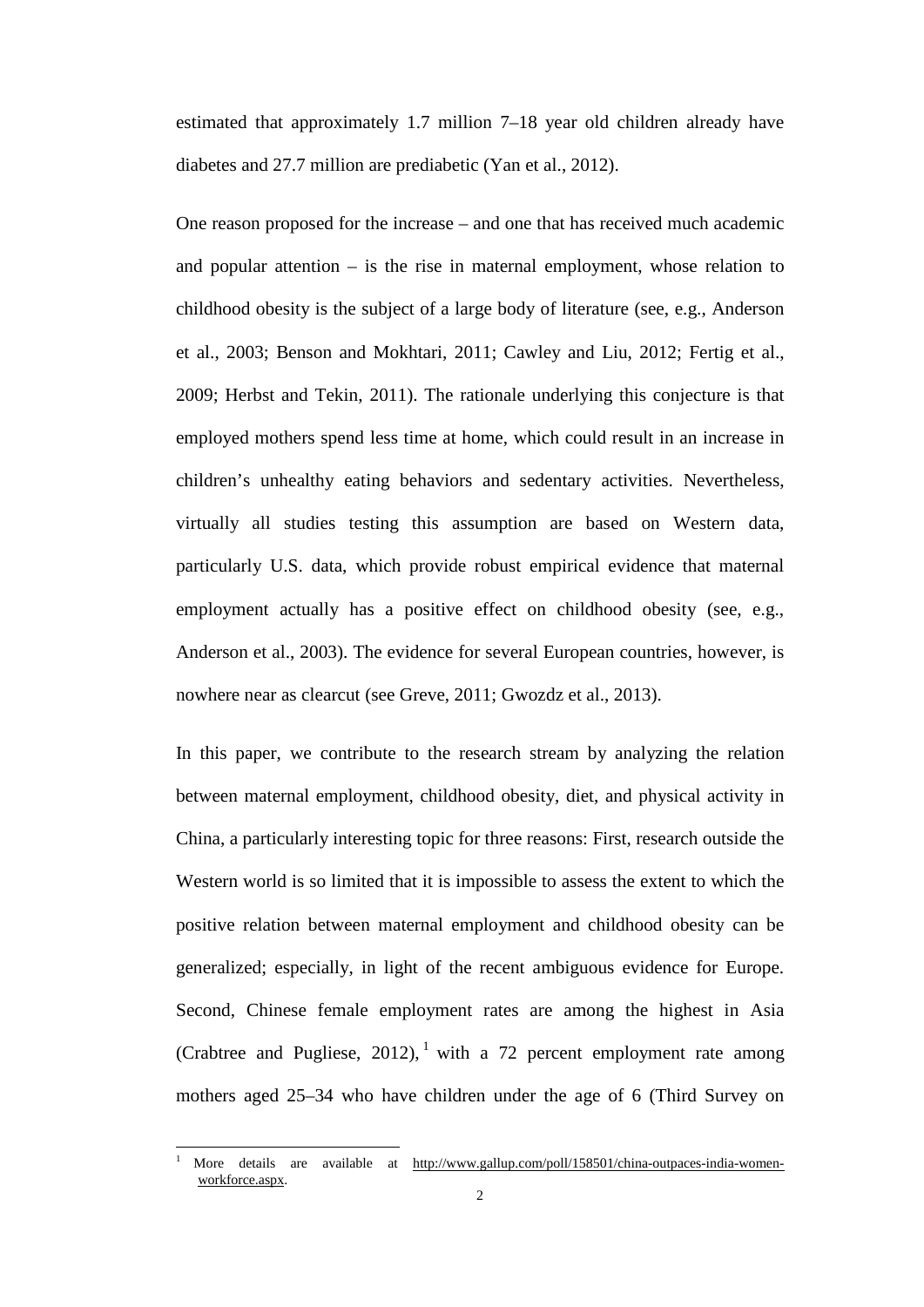estimated that approximately 1.7 million 7–18 year old children already have diabetes and 27.7 million are prediabetic (Yan et al., 2012).

One reason proposed for the increase – and one that has received much academic and popular attention – is the rise in maternal employment, whose relation to childhood obesity is the subject of a large body of literature (see, e.g., Anderson et al., 2003; Benson and Mokhtari, 2011; Cawley and Liu, 2012; Fertig et al., 2009; Herbst and Tekin, 2011). The rationale underlying this conjecture is that employed mothers spend less time at home, which could result in an increase in children's unhealthy eating behaviors and sedentary activities. Nevertheless, virtually all studies testing this assumption are based on Western data, particularly U.S. data, which provide robust empirical evidence that maternal employment actually has a positive effect on childhood obesity (see, e.g., Anderson et al., 2003). The evidence for several European countries, however, is nowhere near as clearcut (see Greve, 2011; Gwozdz et al., 2013).

In this paper, we contribute to the research stream by analyzing the relation between maternal employment, childhood obesity, diet, and physical activity in China, a particularly interesting topic for three reasons: First, research outside the Western world is so limited that it is impossible to assess the extent to which the positive relation between maternal employment and childhood obesity can be generalized; especially, in light of the recent ambiguous evidence for Europe. Second, Chinese female employment rates are among the highest in Asia (Crabtree and Pugliese, 2012),[1] with a 72 percent employment rate among mothers aged 25–34 who have children under the age of 6 (Third Survey on

[1] More details are available at http://www.gallup.com/poll/158501/china-outpaces-india-women-workforce.aspx.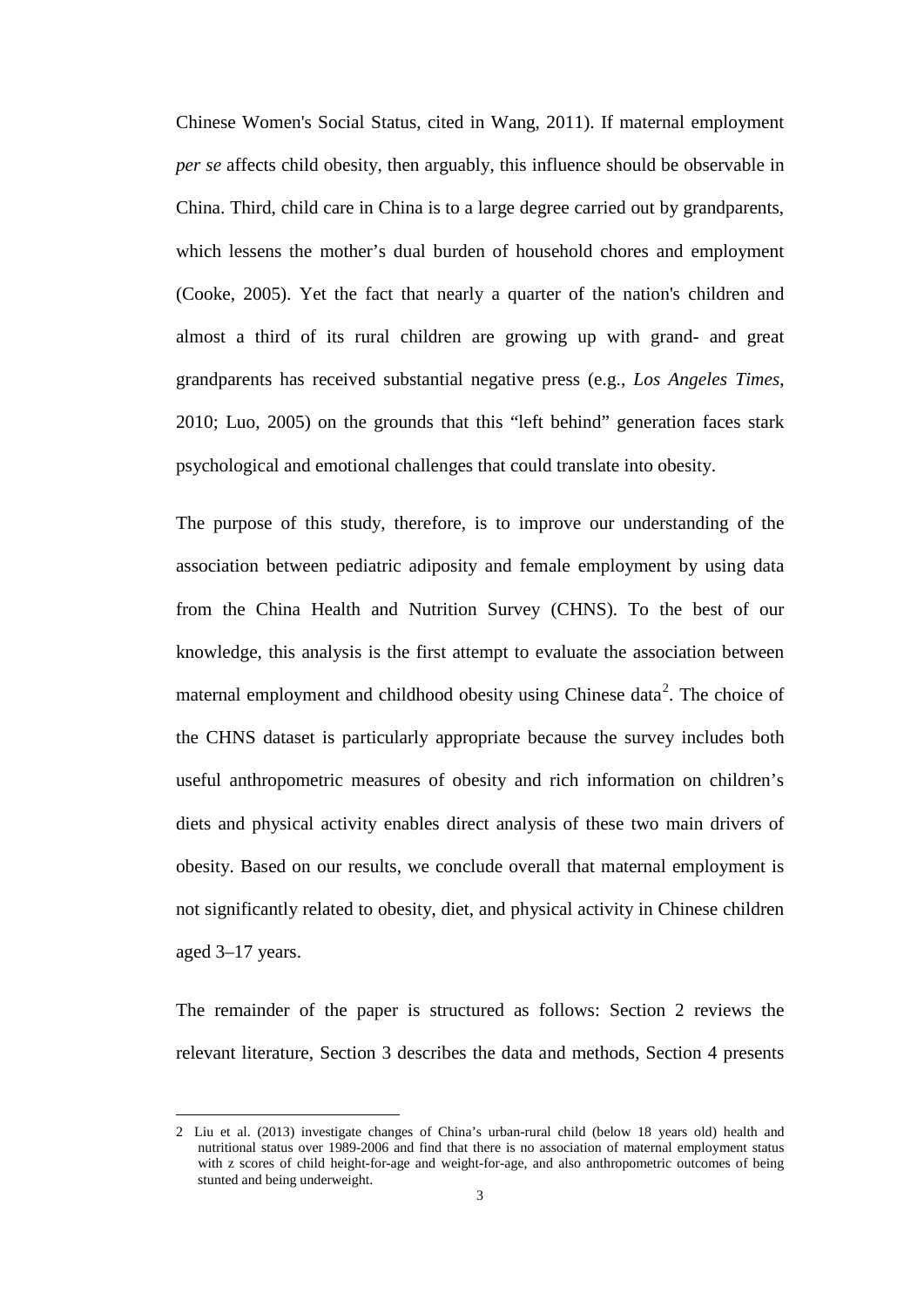Chinese Women's Social Status, cited in Wang, 2011). If maternal employment *per se* affects child obesity, then arguably, this influence should be observable in China. Third, child care in China is to a large degree carried out by grandparents, which lessens the mother's dual burden of household chores and employment (Cooke, 2005). Yet the fact that nearly a quarter of the nation's children and almost a third of its rural children are growing up with grand- and great grandparents has received substantial negative press (e.g., *Los Angeles Times*, 2010; Luo, 2005) on the grounds that this "left behind" generation faces stark psychological and emotional challenges that could translate into obesity.

The purpose of this study, therefore, is to improve our understanding of the association between pediatric adiposity and female employment by using data from the China Health and Nutrition Survey (CHNS). To the best of our knowledge, this analysis is the first attempt to evaluate the association between maternal employment and childhood obesity using Chinese data[2]. The choice of the CHNS dataset is particularly appropriate because the survey includes both useful anthropometric measures of obesity and rich information on children's diets and physical activity enables direct analysis of these two main drivers of obesity. Based on our results, we conclude overall that maternal employment is not significantly related to obesity, diet, and physical activity in Chinese children aged 3–17 years.

The remainder of the paper is structured as follows: Section 2 reviews the relevant literature, Section 3 describes the data and methods, Section 4 presents

---

2 Liu et al. (2013) investigate changes of China's urban-rural child (below 18 years old) health and nutritional status over 1989-2006 and find that there is no association of maternal employment status with z scores of child height-for-age and weight-for-age, and also anthropometric outcomes of being stunted and being underweight.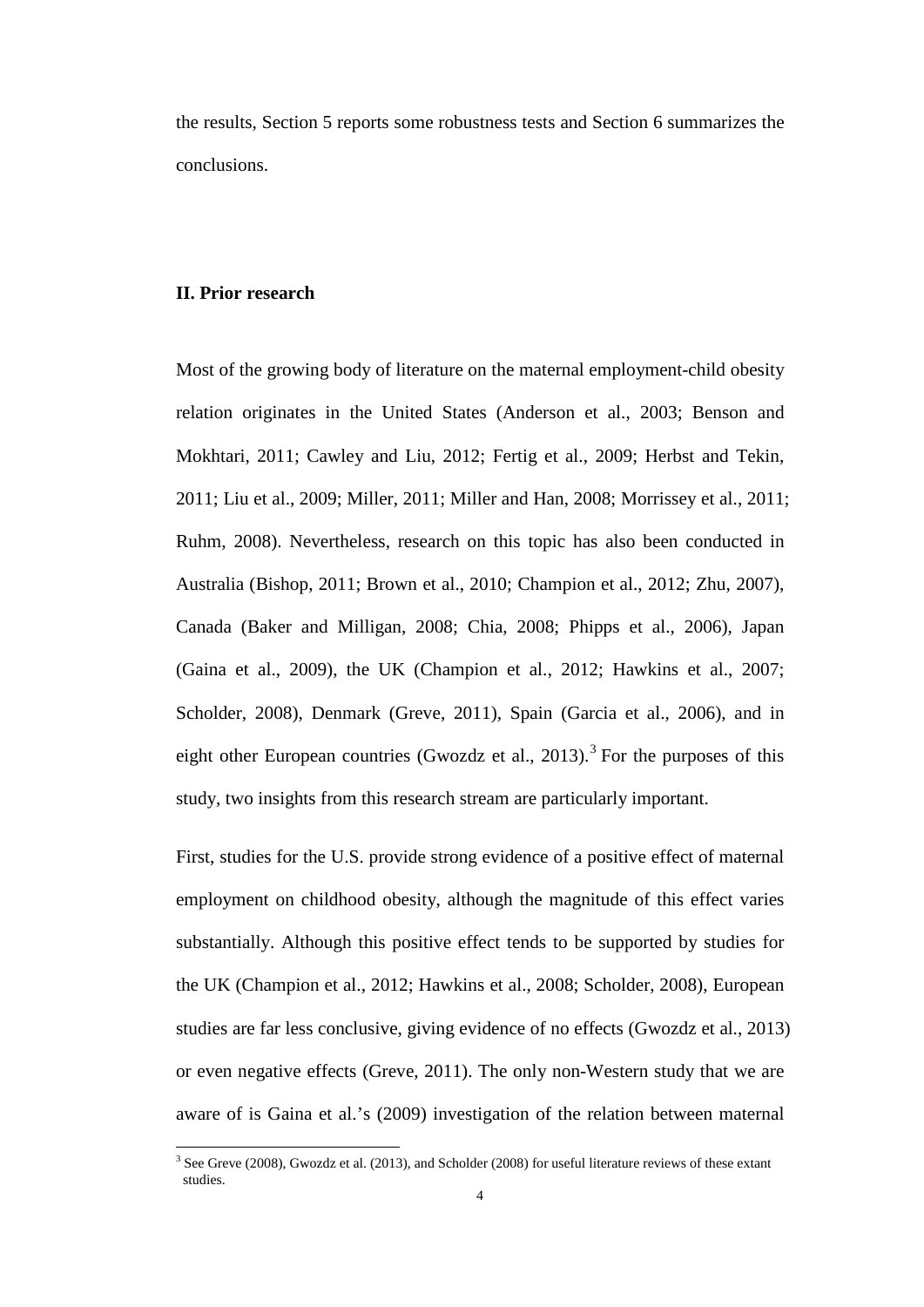the results, Section 5 reports some robustness tests and Section 6 summarizes the conclusions.

## II. Prior research

Most of the growing body of literature on the maternal employment-child obesity relation originates in the United States (Anderson et al., 2003; Benson and Mokhtari, 2011; Cawley and Liu, 2012; Fertig et al., 2009; Herbst and Tekin, 2011; Liu et al., 2009; Miller, 2011; Miller and Han, 2008; Morrissey et al., 2011; Ruhm, 2008). Nevertheless, research on this topic has also been conducted in Australia (Bishop, 2011; Brown et al., 2010; Champion et al., 2012; Zhu, 2007), Canada (Baker and Milligan, 2008; Chia, 2008; Phipps et al., 2006), Japan (Gaina et al., 2009), the UK (Champion et al., 2012; Hawkins et al., 2007; Scholder, 2008), Denmark (Greve, 2011), Spain (Garcia et al., 2006), and in eight other European countries (Gwozdz et al., 2013).[3] For the purposes of this study, two insights from this research stream are particularly important.

First, studies for the U.S. provide strong evidence of a positive effect of maternal employment on childhood obesity, although the magnitude of this effect varies substantially. Although this positive effect tends to be supported by studies for the UK (Champion et al., 2012; Hawkins et al., 2008; Scholder, 2008), European studies are far less conclusive, giving evidence of no effects (Gwozdz et al., 2013) or even negative effects (Greve, 2011). The only non-Western study that we are aware of is Gaina et al.'s (2009) investigation of the relation between maternal

[3] See Greve (2008), Gwozdz et al. (2013), and Scholder (2008) for useful literature reviews of these extant studies.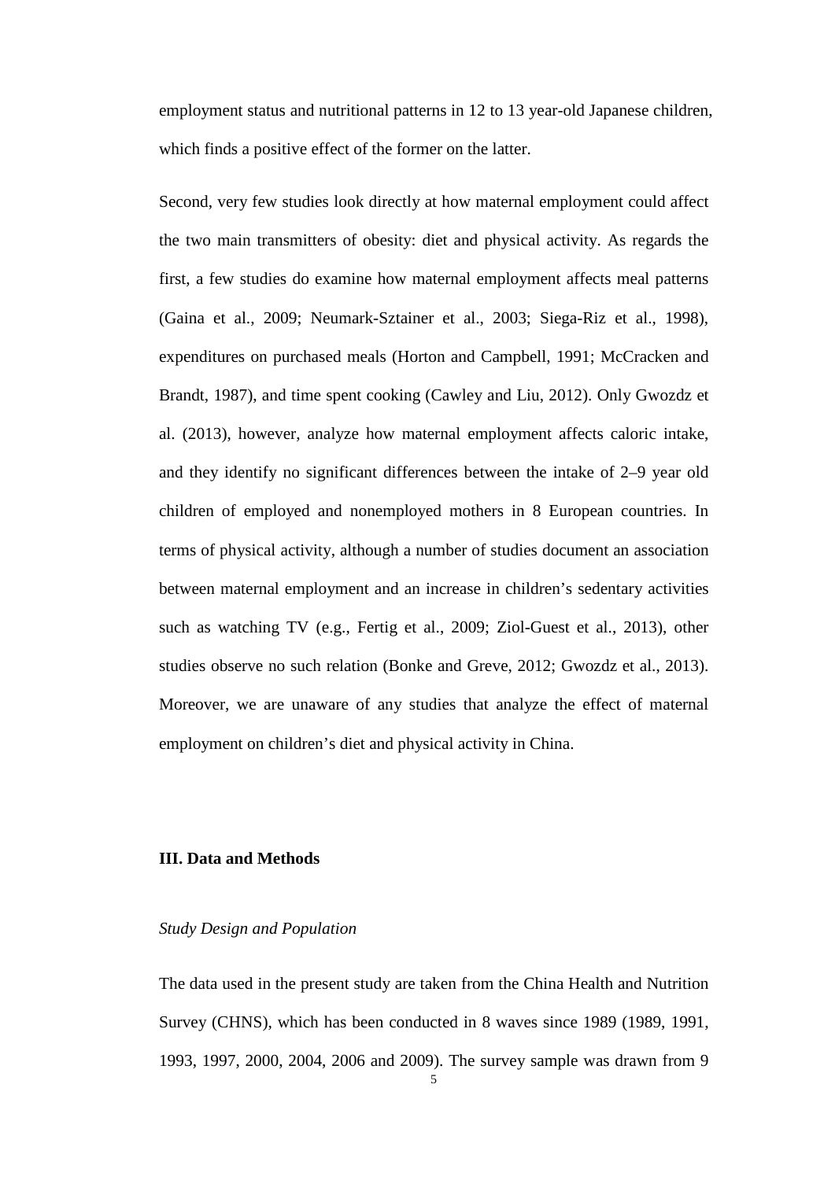employment status and nutritional patterns in 12 to 13 year-old Japanese children, which finds a positive effect of the former on the latter.

Second, very few studies look directly at how maternal employment could affect the two main transmitters of obesity: diet and physical activity. As regards the first, a few studies do examine how maternal employment affects meal patterns (Gaina et al., 2009; Neumark-Sztainer et al., 2003; Siega-Riz et al., 1998), expenditures on purchased meals (Horton and Campbell, 1991; McCracken and Brandt, 1987), and time spent cooking (Cawley and Liu, 2012). Only Gwozdz et al. (2013), however, analyze how maternal employment affects caloric intake, and they identify no significant differences between the intake of 2–9 year old children of employed and nonemployed mothers in 8 European countries. In terms of physical activity, although a number of studies document an association between maternal employment and an increase in children's sedentary activities such as watching TV (e.g., Fertig et al., 2009; Ziol-Guest et al., 2013), other studies observe no such relation (Bonke and Greve, 2012; Gwozdz et al., 2013). Moreover, we are unaware of any studies that analyze the effect of maternal employment on children's diet and physical activity in China.

## III. Data and Methods

### *Study Design and Population*

The data used in the present study are taken from the China Health and Nutrition Survey (CHNS), which has been conducted in 8 waves since 1989 (1989, 1991, 1993, 1997, 2000, 2004, 2006 and 2009). The survey sample was drawn from 9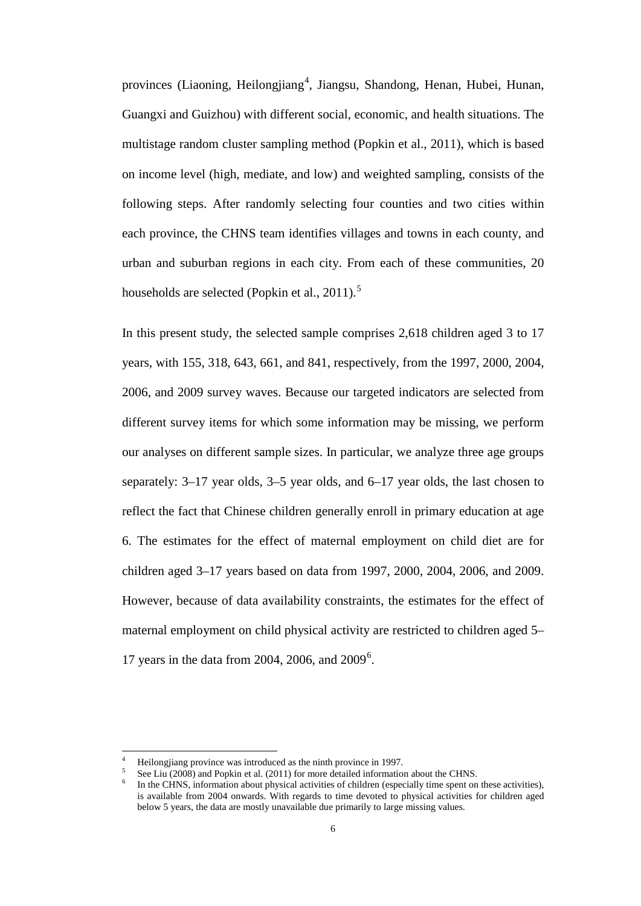provinces (Liaoning, Heilongjiang[4], Jiangsu, Shandong, Henan, Hubei, Hunan, Guangxi and Guizhou) with different social, economic, and health situations. The multistage random cluster sampling method (Popkin et al., 2011), which is based on income level (high, mediate, and low) and weighted sampling, consists of the following steps. After randomly selecting four counties and two cities within each province, the CHNS team identifies villages and towns in each county, and urban and suburban regions in each city. From each of these communities, 20 households are selected (Popkin et al., 2011).[5]

In this present study, the selected sample comprises 2,618 children aged 3 to 17 years, with 155, 318, 643, 661, and 841, respectively, from the 1997, 2000, 2004, 2006, and 2009 survey waves. Because our targeted indicators are selected from different survey items for which some information may be missing, we perform our analyses on different sample sizes. In particular, we analyze three age groups separately: 3–17 year olds, 3–5 year olds, and 6–17 year olds, the last chosen to reflect the fact that Chinese children generally enroll in primary education at age 6. The estimates for the effect of maternal employment on child diet are for children aged 3–17 years based on data from 1997, 2000, 2004, 2006, and 2009. However, because of data availability constraints, the estimates for the effect of maternal employment on child physical activity are restricted to children aged 5–17 years in the data from 2004, 2006, and 2009[6].

[4] Heilongjiang province was introduced as the ninth province in 1997.

[5] See Liu (2008) and Popkin et al. (2011) for more detailed information about the CHNS.

[6] In the CHNS, information about physical activities of children (especially time spent on these activities), is available from 2004 onwards. With regards to time devoted to physical activities for children aged below 5 years, the data are mostly unavailable due primarily to large missing values.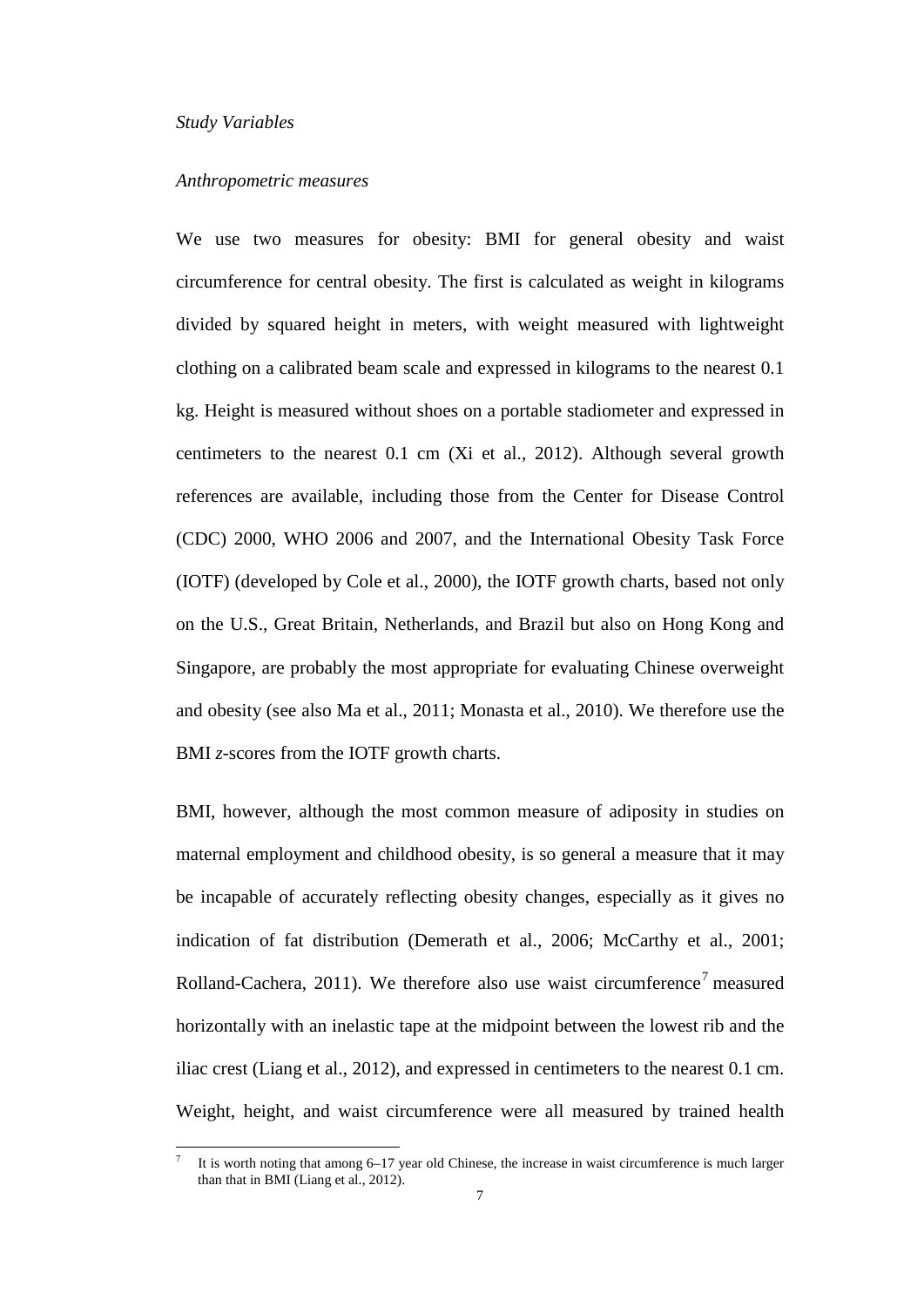*Study Variables*

*Anthropometric measures*

We use two measures for obesity: BMI for general obesity and waist circumference for central obesity. The first is calculated as weight in kilograms divided by squared height in meters, with weight measured with lightweight clothing on a calibrated beam scale and expressed in kilograms to the nearest 0.1 kg. Height is measured without shoes on a portable stadiometer and expressed in centimeters to the nearest 0.1 cm (Xi et al., 2012). Although several growth references are available, including those from the Center for Disease Control (CDC) 2000, WHO 2006 and 2007, and the International Obesity Task Force (IOTF) (developed by Cole et al., 2000), the IOTF growth charts, based not only on the U.S., Great Britain, Netherlands, and Brazil but also on Hong Kong and Singapore, are probably the most appropriate for evaluating Chinese overweight and obesity (see also Ma et al., 2011; Monasta et al., 2010). We therefore use the BMI *z*-scores from the IOTF growth charts.

BMI, however, although the most common measure of adiposity in studies on maternal employment and childhood obesity, is so general a measure that it may be incapable of accurately reflecting obesity changes, especially as it gives no indication of fat distribution (Demerath et al., 2006; McCarthy et al., 2001; Rolland-Cachera, 2011). We therefore also use waist circumference[7] measured horizontally with an inelastic tape at the midpoint between the lowest rib and the iliac crest (Liang et al., 2012), and expressed in centimeters to the nearest 0.1 cm. Weight, height, and waist circumference were all measured by trained health

[7] It is worth noting that among 6–17 year old Chinese, the increase in waist circumference is much larger than that in BMI (Liang et al., 2012).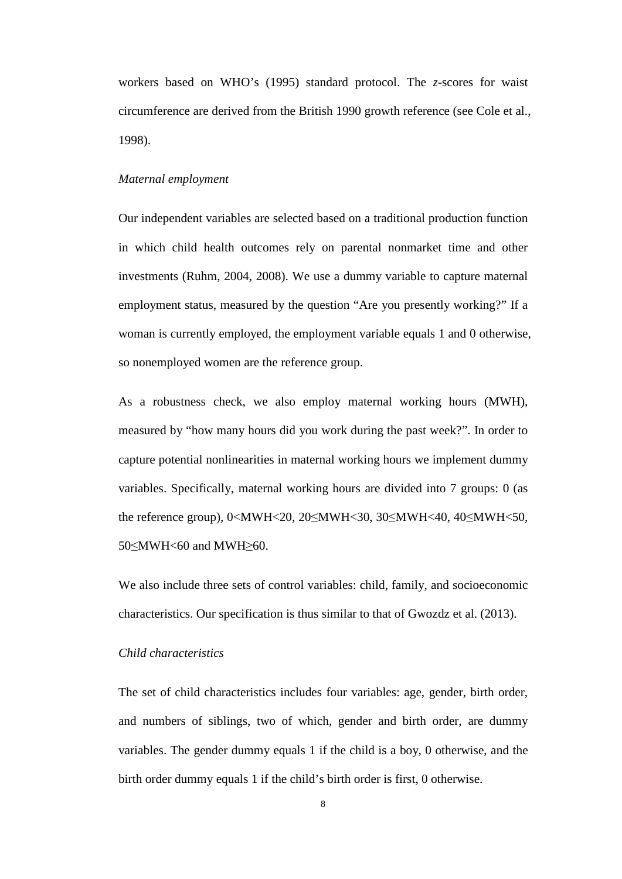workers based on WHO's (1995) standard protocol. The *z*-scores for waist circumference are derived from the British 1990 growth reference (see Cole et al., 1998).

*Maternal employment*

Our independent variables are selected based on a traditional production function in which child health outcomes rely on parental nonmarket time and other investments (Ruhm, 2004, 2008). We use a dummy variable to capture maternal employment status, measured by the question "Are you presently working?" If a woman is currently employed, the employment variable equals 1 and 0 otherwise, so nonemployed women are the reference group.

As a robustness check, we also employ maternal working hours (MWH), measured by "how many hours did you work during the past week?". In order to capture potential nonlinearities in maternal working hours we implement dummy variables. Specifically, maternal working hours are divided into 7 groups: 0 (as the reference group), $0<MWH<20$, $20\leq MWH<30$, $30\leq MWH<40$, $40\leq MWH<50$, $50\leq MWH<60$ and $MWH\geq 60$.

We also include three sets of control variables: child, family, and socioeconomic characteristics. Our specification is thus similar to that of Gwozdz et al. (2013).

*Child characteristics*

The set of child characteristics includes four variables: age, gender, birth order, and numbers of siblings, two of which, gender and birth order, are dummy variables. The gender dummy equals 1 if the child is a boy, 0 otherwise, and the birth order dummy equals 1 if the child's birth order is first, 0 otherwise.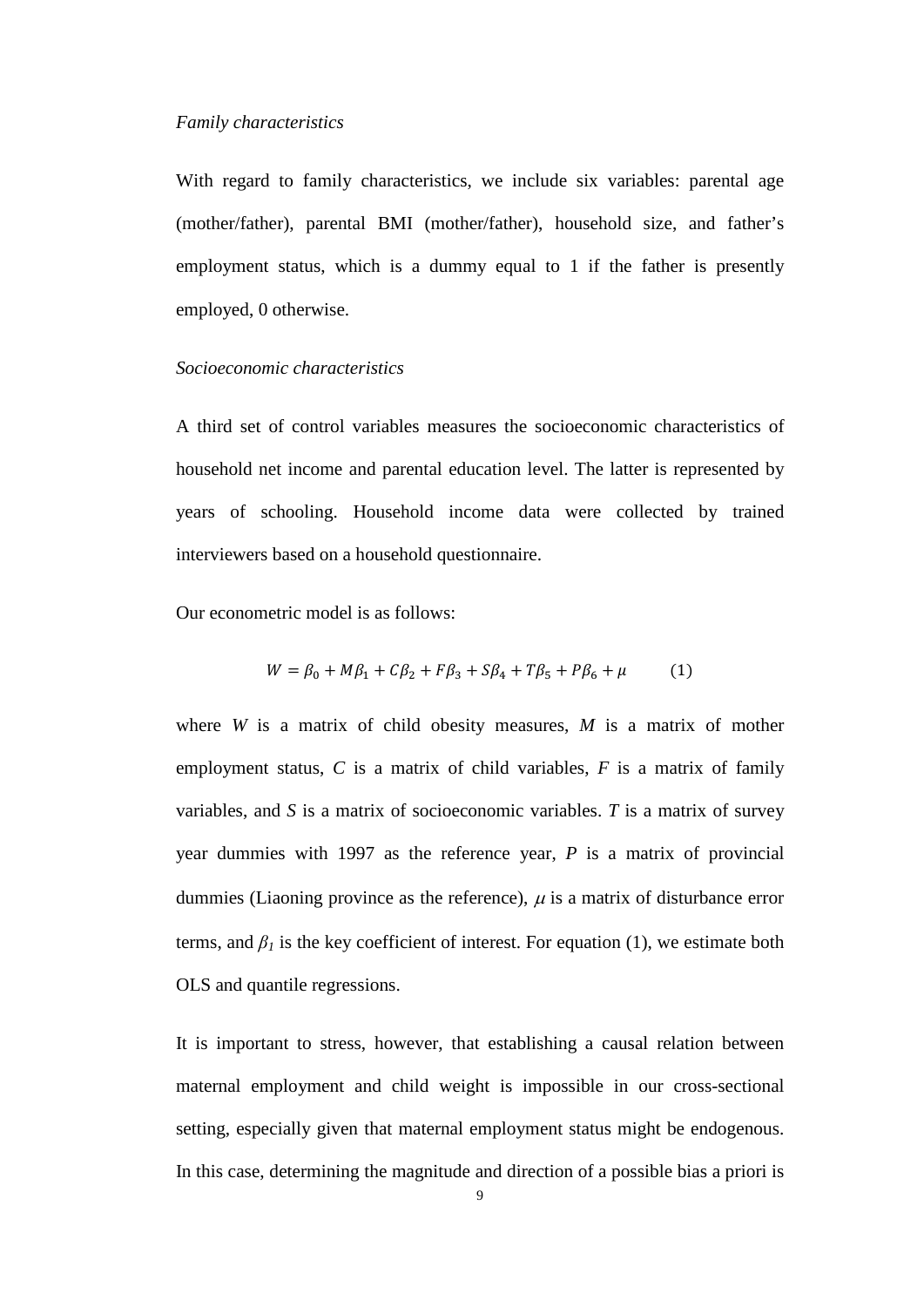*Family characteristics*

With regard to family characteristics, we include six variables: parental age (mother/father), parental BMI (mother/father), household size, and father's employment status, which is a dummy equal to 1 if the father is presently employed, 0 otherwise.

*Socioeconomic characteristics*

A third set of control variables measures the socioeconomic characteristics of household net income and parental education level. The latter is represented by years of schooling. Household income data were collected by trained interviewers based on a household questionnaire.

Our econometric model is as follows:

$$W = \beta_0 + M\beta_1 + C\beta_2 + F\beta_3 + S\beta_4 + T\beta_5 + P\beta_6 + \mu \qquad (1)$$

where *W* is a matrix of child obesity measures, *M* is a matrix of mother employment status, *C* is a matrix of child variables, *F* is a matrix of family variables, and *S* is a matrix of socioeconomic variables. *T* is a matrix of survey year dummies with 1997 as the reference year, *P* is a matrix of provincial dummies (Liaoning province as the reference), $\mu$ is a matrix of disturbance error terms, and $\beta_1$ is the key coefficient of interest. For equation (1), we estimate both OLS and quantile regressions.

It is important to stress, however, that establishing a causal relation between maternal employment and child weight is impossible in our cross-sectional setting, especially given that maternal employment status might be endogenous. In this case, determining the magnitude and direction of a possible bias a priori is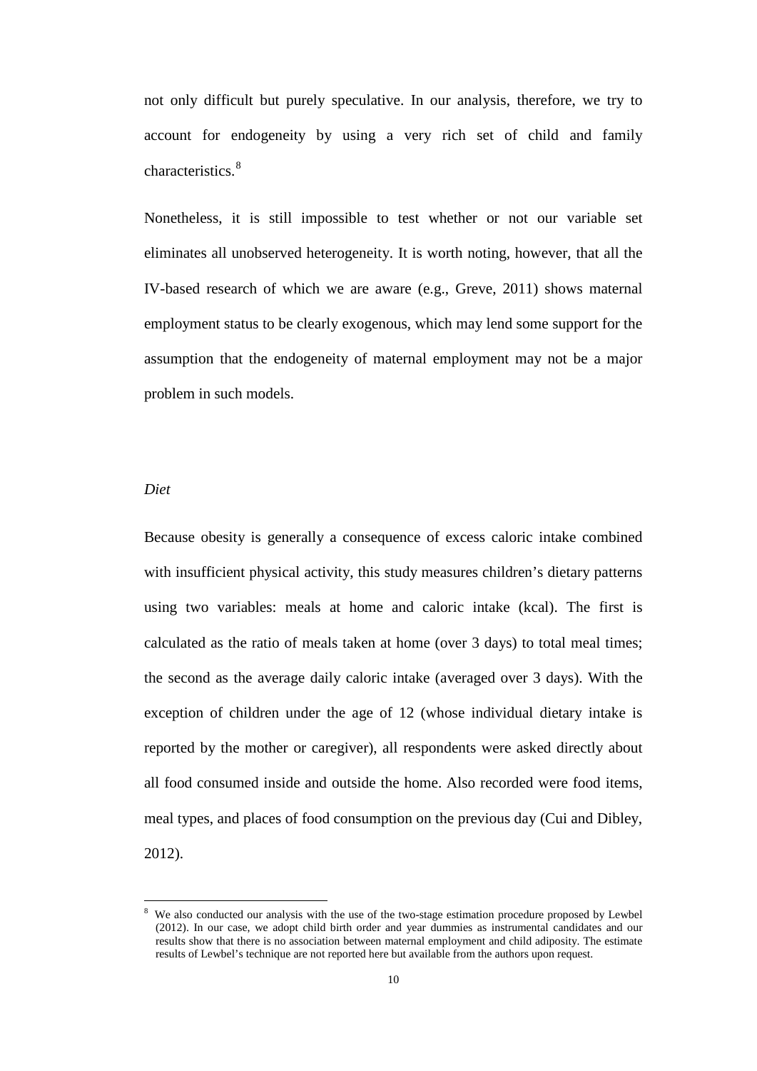not only difficult but purely speculative. In our analysis, therefore, we try to account for endogeneity by using a very rich set of child and family characteristics.[8]

Nonetheless, it is still impossible to test whether or not our variable set eliminates all unobserved heterogeneity. It is worth noting, however, that all the IV-based research of which we are aware (e.g., Greve, 2011) shows maternal employment status to be clearly exogenous, which may lend some support for the assumption that the endogeneity of maternal employment may not be a major problem in such models.

*Diet*

Because obesity is generally a consequence of excess caloric intake combined with insufficient physical activity, this study measures children's dietary patterns using two variables: meals at home and caloric intake (kcal). The first is calculated as the ratio of meals taken at home (over 3 days) to total meal times; the second as the average daily caloric intake (averaged over 3 days). With the exception of children under the age of 12 (whose individual dietary intake is reported by the mother or caregiver), all respondents were asked directly about all food consumed inside and outside the home. Also recorded were food items, meal types, and places of food consumption on the previous day (Cui and Dibley, 2012).

[8] We also conducted our analysis with the use of the two-stage estimation procedure proposed by Lewbel (2012). In our case, we adopt child birth order and year dummies as instrumental candidates and our results show that there is no association between maternal employment and child adiposity. The estimate results of Lewbel's technique are not reported here but available from the authors upon request.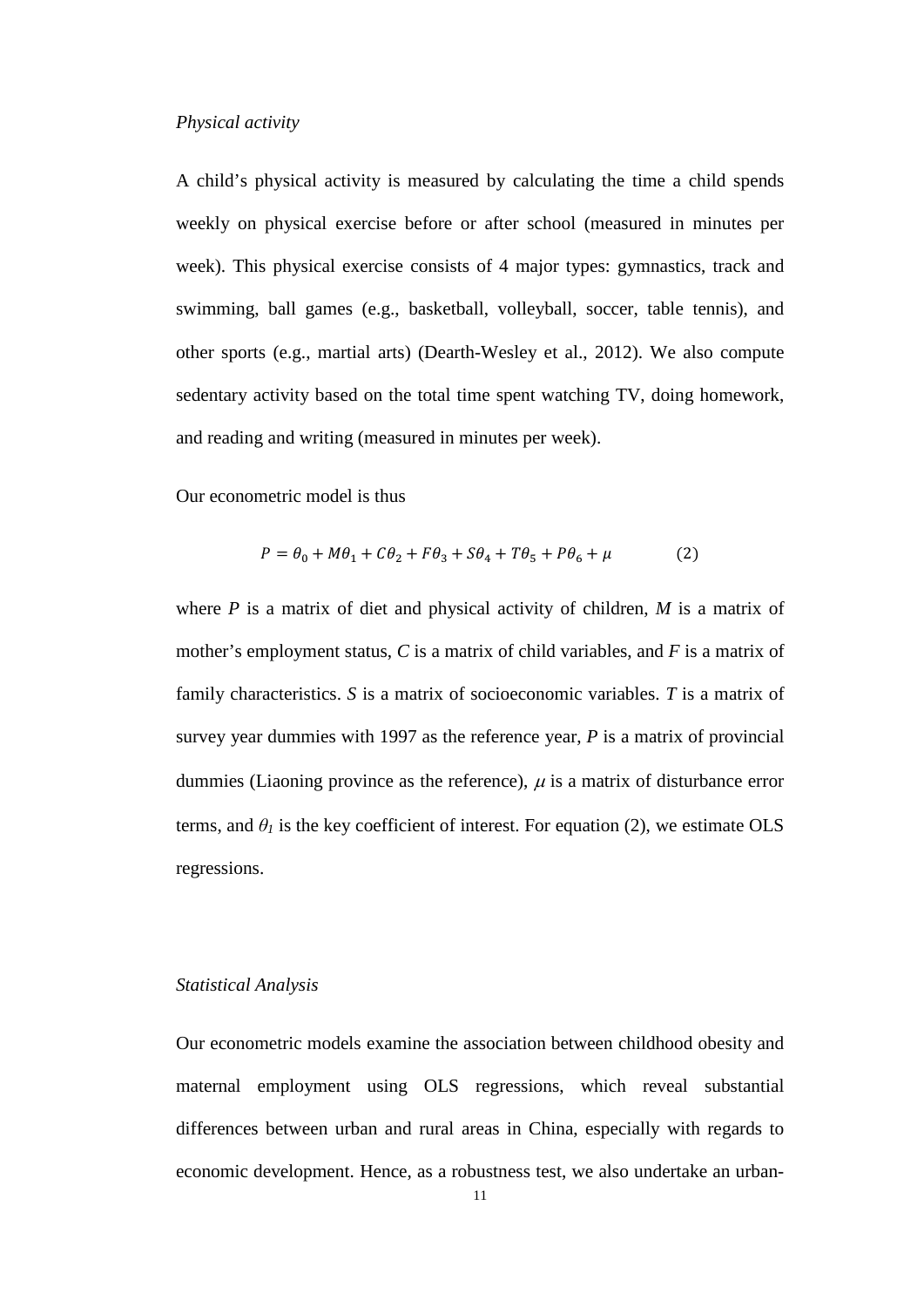*Physical activity*

A child's physical activity is measured by calculating the time a child spends weekly on physical exercise before or after school (measured in minutes per week). This physical exercise consists of 4 major types: gymnastics, track and swimming, ball games (e.g., basketball, volleyball, soccer, table tennis), and other sports (e.g., martial arts) (Dearth-Wesley et al., 2012). We also compute sedentary activity based on the total time spent watching TV, doing homework, and reading and writing (measured in minutes per week).

Our econometric model is thus

$$P = \theta_0 + M\theta_1 + C\theta_2 + F\theta_3 + S\theta_4 + T\theta_5 + P\theta_6 + \mu \qquad (2)$$

where *P* is a matrix of diet and physical activity of children, *M* is a matrix of mother's employment status, *C* is a matrix of child variables, and *F* is a matrix of family characteristics. *S* is a matrix of socioeconomic variables. *T* is a matrix of survey year dummies with 1997 as the reference year, *P* is a matrix of provincial dummies (Liaoning province as the reference), $\mu$ is a matrix of disturbance error terms, and $\theta_1$ is the key coefficient of interest. For equation (2), we estimate OLS regressions.

*Statistical Analysis*

Our econometric models examine the association between childhood obesity and maternal employment using OLS regressions, which reveal substantial differences between urban and rural areas in China, especially with regards to economic development. Hence, as a robustness test, we also undertake an urban-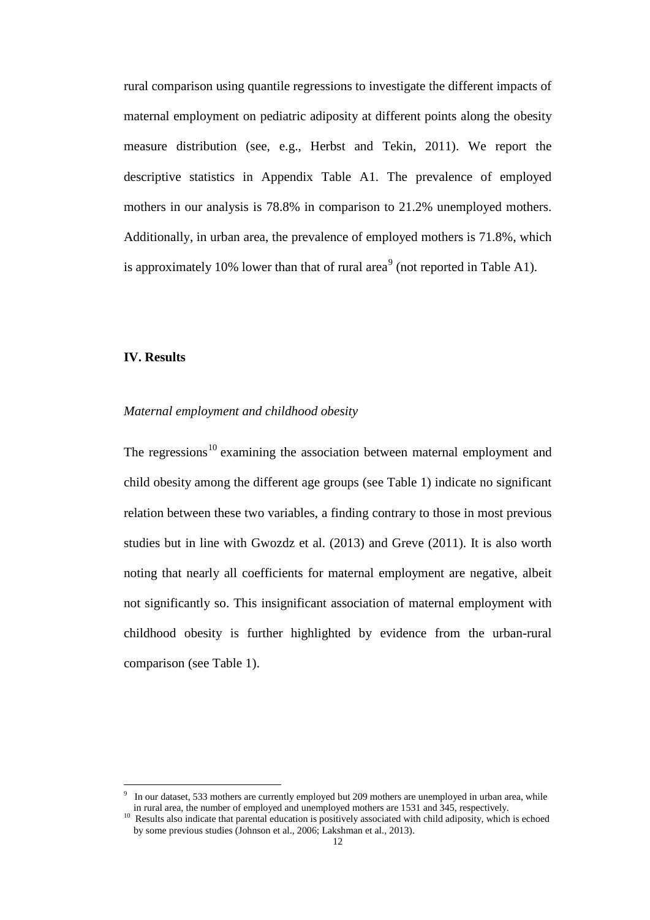rural comparison using quantile regressions to investigate the different impacts of maternal employment on pediatric adiposity at different points along the obesity measure distribution (see, e.g., Herbst and Tekin, 2011). We report the descriptive statistics in Appendix Table A1. The prevalence of employed mothers in our analysis is 78.8% in comparison to 21.2% unemployed mothers. Additionally, in urban area, the prevalence of employed mothers is 71.8%, which is approximately 10% lower than that of rural area[9] (not reported in Table A1).

## IV. Results

*Maternal employment and childhood obesity*

The regressions[10] examining the association between maternal employment and child obesity among the different age groups (see Table 1) indicate no significant relation between these two variables, a finding contrary to those in most previous studies but in line with Gwozdz et al. (2013) and Greve (2011). It is also worth noting that nearly all coefficients for maternal employment are negative, albeit not significantly so. This insignificant association of maternal employment with childhood obesity is further highlighted by evidence from the urban-rural comparison (see Table 1).

---

[9] In our dataset, 533 mothers are currently employed but 209 mothers are unemployed in urban area, while in rural area, the number of employed and unemployed mothers are 1531 and 345, respectively.

[10] Results also indicate that parental education is positively associated with child adiposity, which is echoed by some previous studies (Johnson et al., 2006; Lakshman et al., 2013).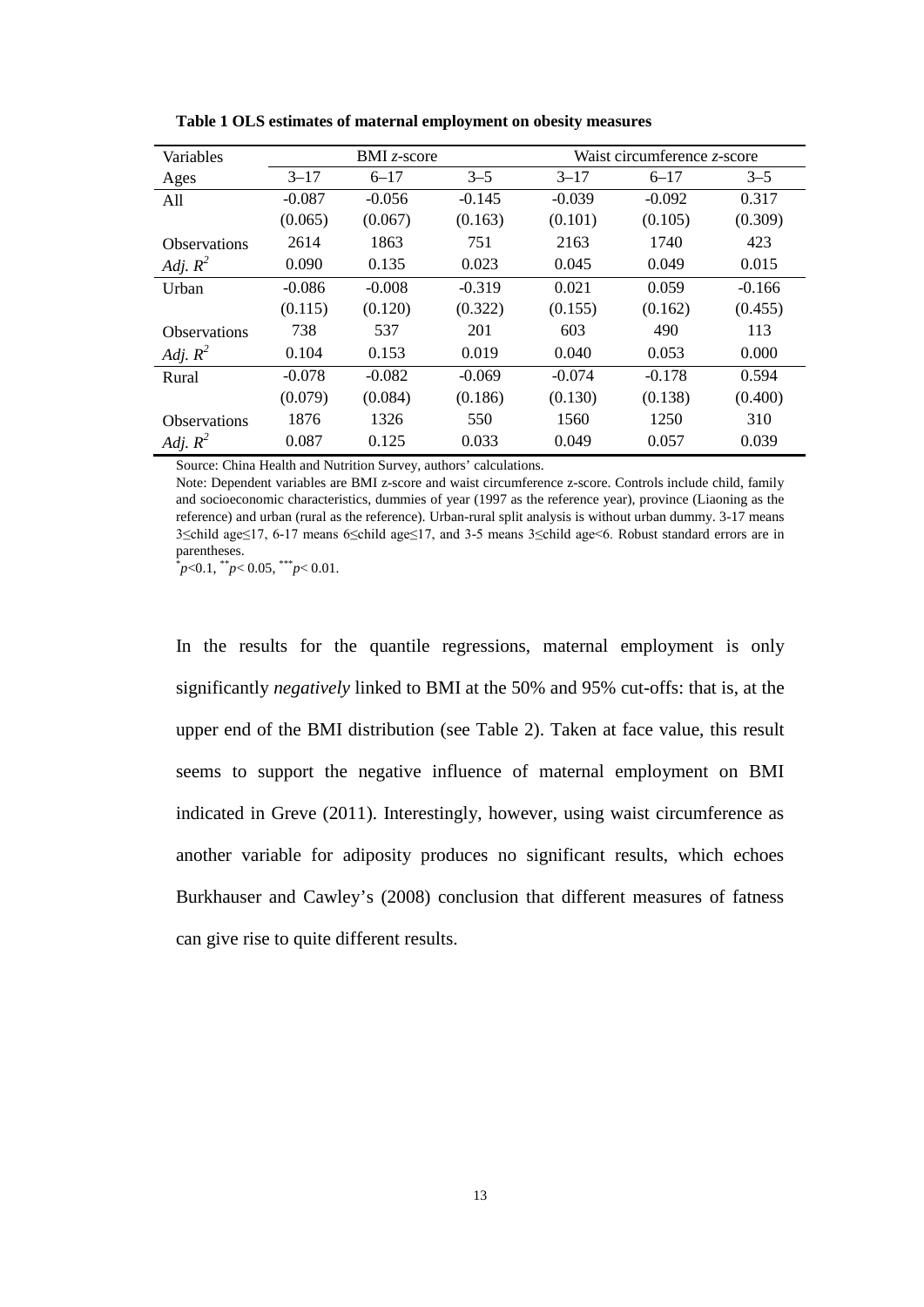**Table 1 OLS estimates of maternal employment on obesity measures**

| Variables | BMI *z*-score | | | Waist circumference *z*-score | | |
|---|---|---|---|---|---|---|
| Ages | 3–17 | 6–17 | 3–5 | 3–17 | 6–17 | 3–5 |
| All | -0.087 | -0.056 | -0.145 | -0.039 | -0.092 | 0.317 |
| | (0.065) | (0.067) | (0.163) | (0.101) | (0.105) | (0.309) |
| Observations | 2614 | 1863 | 751 | 2163 | 1740 | 423 |
| *Adj.* $R^2$ | 0.090 | 0.135 | 0.023 | 0.045 | 0.049 | 0.015 |
| Urban | -0.086 | -0.008 | -0.319 | 0.021 | 0.059 | -0.166 |
| | (0.115) | (0.120) | (0.322) | (0.155) | (0.162) | (0.455) |
| Observations | 738 | 537 | 201 | 603 | 490 | 113 |
| *Adj.* $R^2$ | 0.104 | 0.153 | 0.019 | 0.040 | 0.053 | 0.000 |
| Rural | -0.078 | -0.082 | -0.069 | -0.074 | -0.178 | 0.594 |
| | (0.079) | (0.084) | (0.186) | (0.130) | (0.138) | (0.400) |
| Observations | 1876 | 1326 | 550 | 1560 | 1250 | 310 |
| *Adj.* $R^2$ | 0.087 | 0.125 | 0.033 | 0.049 | 0.057 | 0.039 |

Source: China Health and Nutrition Survey, authors' calculations.

Note: Dependent variables are BMI z-score and waist circumference z-score. Controls include child, family and socioeconomic characteristics, dummies of year (1997 as the reference year), province (Liaoning as the reference) and urban (rural as the reference). Urban-rural split analysis is without urban dummy. 3-17 means 3≤child age≤17, 6-17 means 6≤child age≤17, and 3-5 means 3≤child age<6. Robust standard errors are in parentheses.

$^{*}p<0.1$, $^{**}p<0.05$, $^{***}p<0.01$.

In the results for the quantile regressions, maternal employment is only significantly *negatively* linked to BMI at the 50% and 95% cut-offs: that is, at the upper end of the BMI distribution (see Table 2). Taken at face value, this result seems to support the negative influence of maternal employment on BMI indicated in Greve (2011). Interestingly, however, using waist circumference as another variable for adiposity produces no significant results, which echoes Burkhauser and Cawley's (2008) conclusion that different measures of fatness can give rise to quite different results.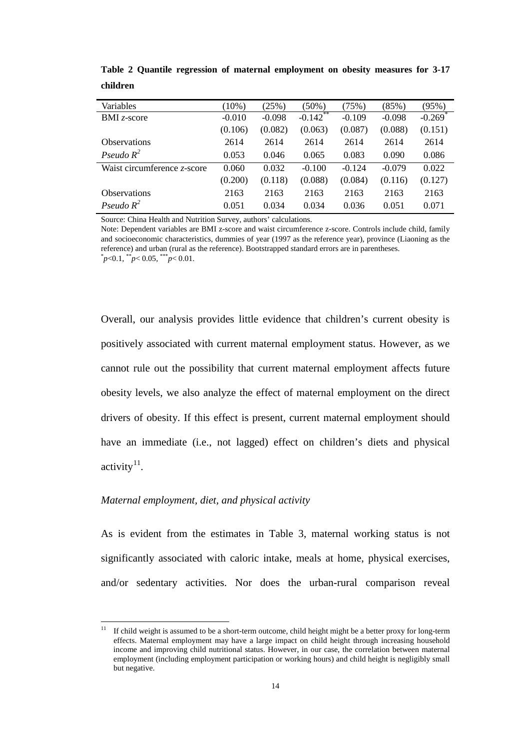**Table 2 Quantile regression of maternal employment on obesity measures for 3-17 children**

| Variables | (10%) | (25%) | (50%) | (75%) | (85%) | (95%) |
|---|---|---|---|---|---|---|
| BMI *z*-score | -0.010 | -0.098 | -0.142** | -0.109 | -0.098 | -0.269* |
| | (0.106) | (0.082) | (0.063) | (0.087) | (0.088) | (0.151) |
| Observations | 2614 | 2614 | 2614 | 2614 | 2614 | 2614 |
| *Pseudo* $R^2$ | 0.053 | 0.046 | 0.065 | 0.083 | 0.090 | 0.086 |
| Waist circumference *z*-score | 0.060 | 0.032 | -0.100 | -0.124 | -0.079 | 0.022 |
| | (0.200) | (0.118) | (0.088) | (0.084) | (0.116) | (0.127) |
| Observations | 2163 | 2163 | 2163 | 2163 | 2163 | 2163 |
| *Pseudo* $R^2$ | 0.051 | 0.034 | 0.034 | 0.036 | 0.051 | 0.071 |

Source: China Health and Nutrition Survey, authors' calculations.

Note: Dependent variables are BMI z-score and waist circumference z-score. Controls include child, family and socioeconomic characteristics, dummies of year (1997 as the reference year), province (Liaoning as the reference) and urban (rural as the reference). Bootstrapped standard errors are in parentheses.

\* $p<0.1$, \*\* $p<0.05$, \*\*\* $p<0.01$.

Overall, our analysis provides little evidence that children's current obesity is positively associated with current maternal employment status. However, as we cannot rule out the possibility that current maternal employment affects future obesity levels, we also analyze the effect of maternal employment on the direct drivers of obesity. If this effect is present, current maternal employment should have an immediate (i.e., not lagged) effect on children's diets and physical activity[11].

*Maternal employment, diet, and physical activity*

As is evident from the estimates in Table 3, maternal working status is not significantly associated with caloric intake, meals at home, physical exercises, and/or sedentary activities. Nor does the urban-rural comparison reveal

[11] If child weight is assumed to be a short-term outcome, child height might be a better proxy for long-term effects. Maternal employment may have a large impact on child height through increasing household income and improving child nutritional status. However, in our case, the correlation between maternal employment (including employment participation or working hours) and child height is negligibly small but negative.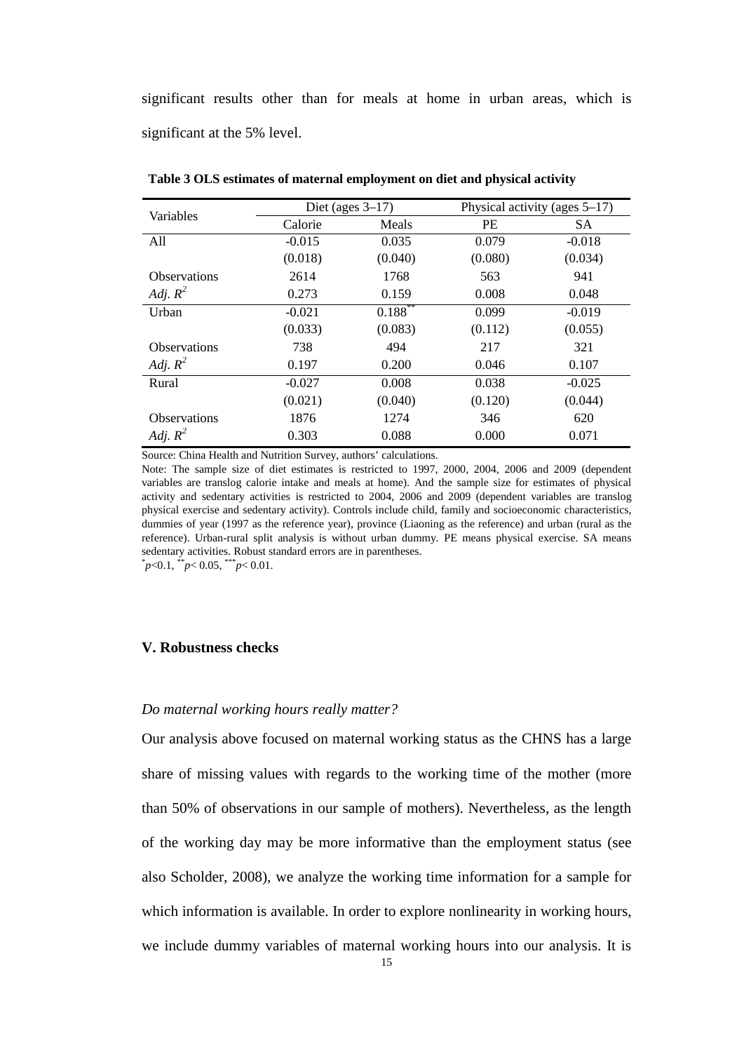significant results other than for meals at home in urban areas, which is significant at the 5% level.

**Table 3 OLS estimates of maternal employment on diet and physical activity**

| Variables | Diet (ages 3–17) | | Physical activity (ages 5–17) | |
|---|---|---|---|---|
| | Calorie | Meals | PE | SA |
| All | -0.015 | 0.035 | 0.079 | -0.018 |
| | (0.018) | (0.040) | (0.080) | (0.034) |
| Observations | 2614 | 1768 | 563 | 941 |
| *Adj.* $R^2$ | 0.273 | 0.159 | 0.008 | 0.048 |
| Urban | -0.021 | 0.188** | 0.099 | -0.019 |
| | (0.033) | (0.083) | (0.112) | (0.055) |
| Observations | 738 | 494 | 217 | 321 |
| *Adj.* $R^2$ | 0.197 | 0.200 | 0.046 | 0.107 |
| Rural | -0.027 | 0.008 | 0.038 | -0.025 |
| | (0.021) | (0.040) | (0.120) | (0.044) |
| Observations | 1876 | 1274 | 346 | 620 |
| *Adj.* $R^2$ | 0.303 | 0.088 | 0.000 | 0.071 |

Source: China Health and Nutrition Survey, authors' calculations.

Note: The sample size of diet estimates is restricted to 1997, 2000, 2004, 2006 and 2009 (dependent variables are translog calorie intake and meals at home). And the sample size for estimates of physical activity and sedentary activities is restricted to 2004, 2006 and 2009 (dependent variables are translog physical exercise and sedentary activity). Controls include child, family and socioeconomic characteristics, dummies of year (1997 as the reference year), province (Liaoning as the reference) and urban (rural as the reference). Urban-rural split analysis is without urban dummy. PE means physical exercise. SA means sedentary activities. Robust standard errors are in parentheses.

$^{*}p<0.1$, $^{**}p<0.05$, $^{***}p<0.01$.

## V. Robustness checks

*Do maternal working hours really matter?*

Our analysis above focused on maternal working status as the CHNS has a large share of missing values with regards to the working time of the mother (more than 50% of observations in our sample of mothers). Nevertheless, as the length of the working day may be more informative than the employment status (see also Scholder, 2008), we analyze the working time information for a sample for which information is available. In order to explore nonlinearity in working hours, we include dummy variables of maternal working hours into our analysis. It is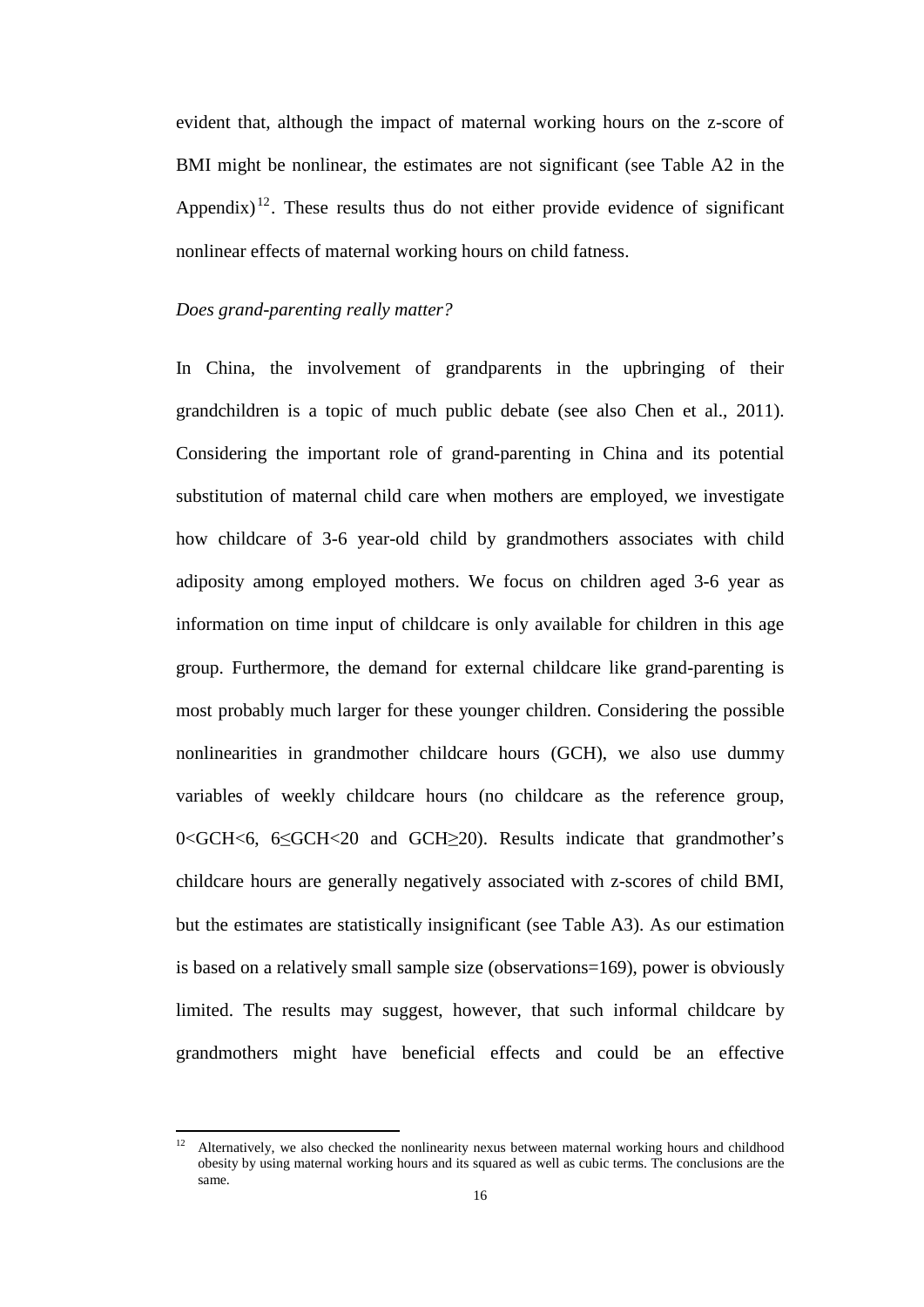evident that, although the impact of maternal working hours on the z-score of BMI might be nonlinear, the estimates are not significant (see Table A2 in the Appendix)[12]. These results thus do not either provide evidence of significant nonlinear effects of maternal working hours on child fatness.

*Does grand-parenting really matter?*

In China, the involvement of grandparents in the upbringing of their grandchildren is a topic of much public debate (see also Chen et al., 2011). Considering the important role of grand-parenting in China and its potential substitution of maternal child care when mothers are employed, we investigate how childcare of 3-6 year-old child by grandmothers associates with child adiposity among employed mothers. We focus on children aged 3-6 year as information on time input of childcare is only available for children in this age group. Furthermore, the demand for external childcare like grand-parenting is most probably much larger for these younger children. Considering the possible nonlinearities in grandmother childcare hours (GCH), we also use dummy variables of weekly childcare hours (no childcare as the reference group, $0<GCH<6$, $6 \leq GCH<20$ and $GCH \geq 20$). Results indicate that grandmother's childcare hours are generally negatively associated with z-scores of child BMI, but the estimates are statistically insignificant (see Table A3). As our estimation is based on a relatively small sample size (observations=169), power is obviously limited. The results may suggest, however, that such informal childcare by grandmothers might have beneficial effects and could be an effective

[12] Alternatively, we also checked the nonlinearity nexus between maternal working hours and childhood obesity by using maternal working hours and its squared as well as cubic terms. The conclusions are the same.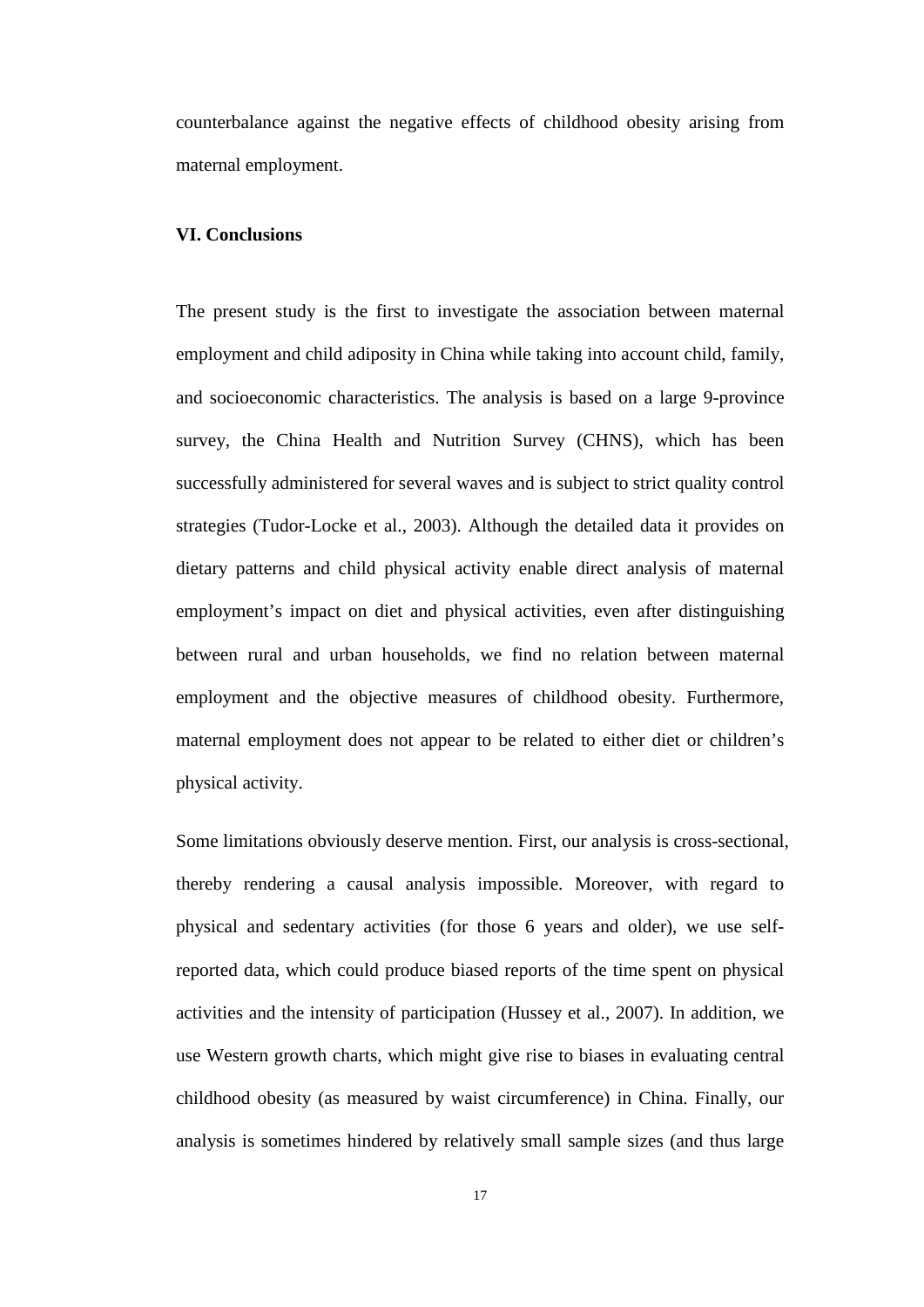counterbalance against the negative effects of childhood obesity arising from maternal employment.

## VI. Conclusions

The present study is the first to investigate the association between maternal employment and child adiposity in China while taking into account child, family, and socioeconomic characteristics. The analysis is based on a large 9-province survey, the China Health and Nutrition Survey (CHNS), which has been successfully administered for several waves and is subject to strict quality control strategies (Tudor-Locke et al., 2003). Although the detailed data it provides on dietary patterns and child physical activity enable direct analysis of maternal employment's impact on diet and physical activities, even after distinguishing between rural and urban households, we find no relation between maternal employment and the objective measures of childhood obesity. Furthermore, maternal employment does not appear to be related to either diet or children's physical activity.

Some limitations obviously deserve mention. First, our analysis is cross-sectional, thereby rendering a causal analysis impossible. Moreover, with regard to physical and sedentary activities (for those 6 years and older), we use self-reported data, which could produce biased reports of the time spent on physical activities and the intensity of participation (Hussey et al., 2007). In addition, we use Western growth charts, which might give rise to biases in evaluating central childhood obesity (as measured by waist circumference) in China. Finally, our analysis is sometimes hindered by relatively small sample sizes (and thus large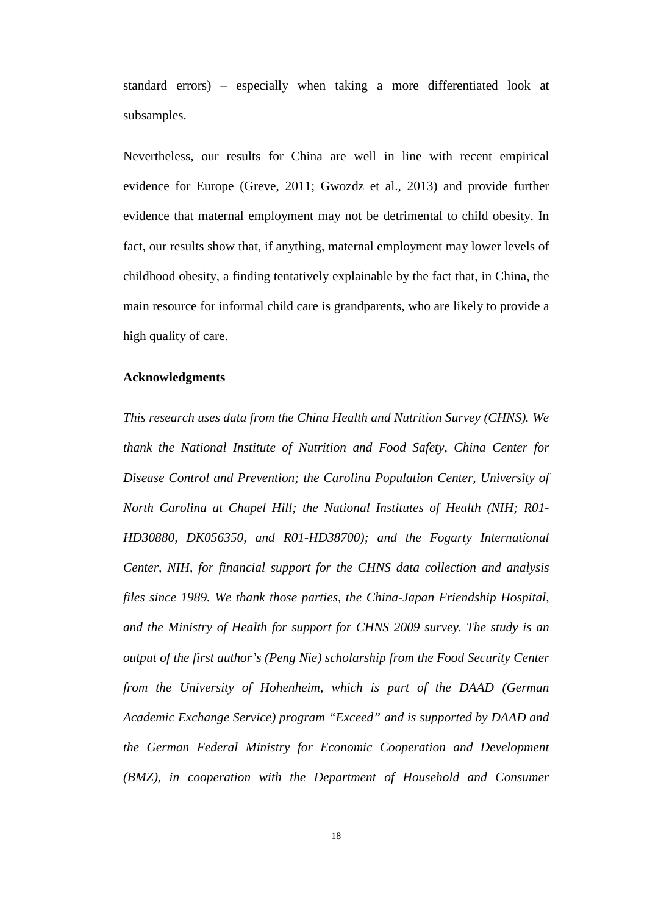standard errors) – especially when taking a more differentiated look at subsamples.

Nevertheless, our results for China are well in line with recent empirical evidence for Europe (Greve, 2011; Gwozdz et al., 2013) and provide further evidence that maternal employment may not be detrimental to child obesity. In fact, our results show that, if anything, maternal employment may lower levels of childhood obesity, a finding tentatively explainable by the fact that, in China, the main resource for informal child care is grandparents, who are likely to provide a high quality of care.

**Acknowledgments**

*This research uses data from the China Health and Nutrition Survey (CHNS). We thank the National Institute of Nutrition and Food Safety, China Center for Disease Control and Prevention; the Carolina Population Center, University of North Carolina at Chapel Hill; the National Institutes of Health (NIH; R01-HD30880, DK056350, and R01-HD38700); and the Fogarty International Center, NIH, for financial support for the CHNS data collection and analysis files since 1989. We thank those parties, the China-Japan Friendship Hospital, and the Ministry of Health for support for CHNS 2009 survey. The study is an output of the first author's (Peng Nie) scholarship from the Food Security Center from the University of Hohenheim, which is part of the DAAD (German Academic Exchange Service) program "Exceed" and is supported by DAAD and the German Federal Ministry for Economic Cooperation and Development (BMZ), in cooperation with the Department of Household and Consumer*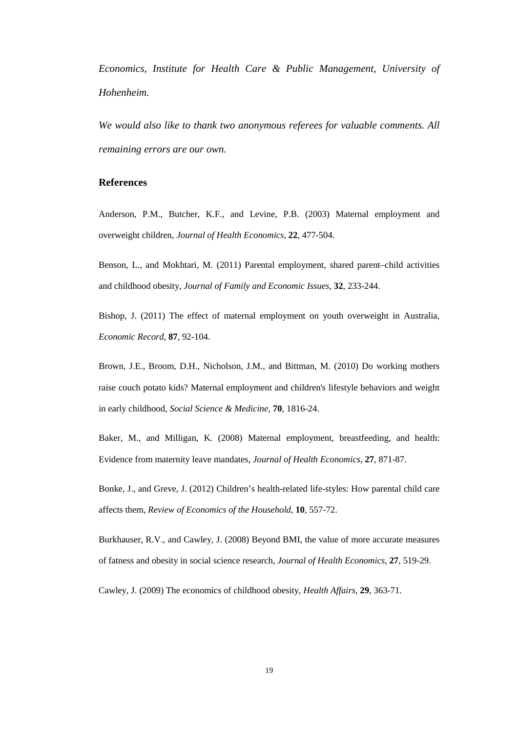*Economics, Institute for Health Care & Public Management, University of Hohenheim.*

*We would also like to thank two anonymous referees for valuable comments. All remaining errors are our own.*

## References

Anderson, P.M., Butcher, K.F., and Levine, P.B. (2003) Maternal employment and overweight children, *Journal of Health Economics*, **22**, 477-504.

Benson, L., and Mokhtari, M. (2011) Parental employment, shared parent–child activities and childhood obesity, *Journal of Family and Economic Issues*, **32**, 233-244.

Bishop, J. (2011) The effect of maternal employment on youth overweight in Australia, *Economic Record*, **87**, 92-104.

Brown, J.E., Broom, D.H., Nicholson, J.M., and Bittman, M. (2010) Do working mothers raise couch potato kids? Maternal employment and children's lifestyle behaviors and weight in early childhood, *Social Science & Medicine*, **70**, 1816-24.

Baker, M., and Milligan, K. (2008) Maternal employment, breastfeeding, and health: Evidence from maternity leave mandates, *Journal of Health Economics*, **27**, 871-87.

Bonke, J., and Greve, J. (2012) Children's health-related life-styles: How parental child care affects them, *Review of Economics of the Household*, **10**, 557-72.

Burkhauser, R.V., and Cawley, J. (2008) Beyond BMI, the value of more accurate measures of fatness and obesity in social science research, *Journal of Health Economics*, **27**, 519-29.

Cawley, J. (2009) The economics of childhood obesity, *Health Affairs*, **29**, 363-71.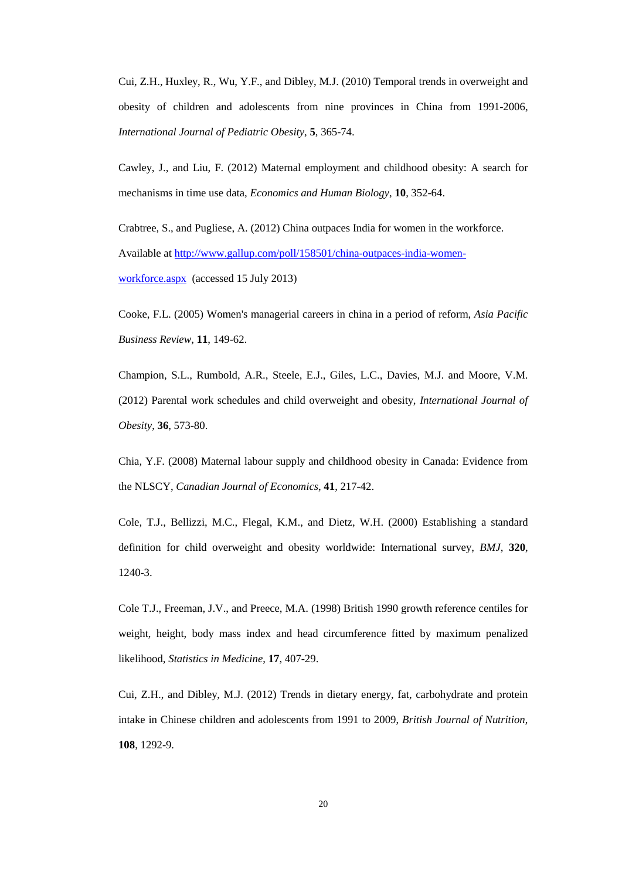Cui, Z.H., Huxley, R., Wu, Y.F., and Dibley, M.J. (2010) Temporal trends in overweight and obesity of children and adolescents from nine provinces in China from 1991-2006, *International Journal of Pediatric Obesity*, **5**, 365-74.

Cawley, J., and Liu, F. (2012) Maternal employment and childhood obesity: A search for mechanisms in time use data, *Economics and Human Biology*, **10**, 352-64.

Crabtree, S., and Pugliese, A. (2012) China outpaces India for women in the workforce. Available at [http://www.gallup.com/poll/158501/china-outpaces-india-women-workforce.aspx](http://www.gallup.com/poll/158501/china-outpaces-india-women-workforce.aspx) (accessed 15 July 2013)

Cooke, F.L. (2005) Women's managerial careers in china in a period of reform, *Asia Pacific Business Review*, **11**, 149-62.

Champion, S.L., Rumbold, A.R., Steele, E.J., Giles, L.C., Davies, M.J. and Moore, V.M. (2012) Parental work schedules and child overweight and obesity, *International Journal of Obesity*, **36**, 573-80.

Chia, Y.F. (2008) Maternal labour supply and childhood obesity in Canada: Evidence from the NLSCY, *Canadian Journal of Economics*, **41**, 217-42.

Cole, T.J., Bellizzi, M.C., Flegal, K.M., and Dietz, W.H. (2000) Establishing a standard definition for child overweight and obesity worldwide: International survey, *BMJ*, **320**, 1240-3.

Cole T.J., Freeman, J.V., and Preece, M.A. (1998) British 1990 growth reference centiles for weight, height, body mass index and head circumference fitted by maximum penalized likelihood, *Statistics in Medicine*, **17**, 407-29.

Cui, Z.H., and Dibley, M.J. (2012) Trends in dietary energy, fat, carbohydrate and protein intake in Chinese children and adolescents from 1991 to 2009, *British Journal of Nutrition*, **108**, 1292-9.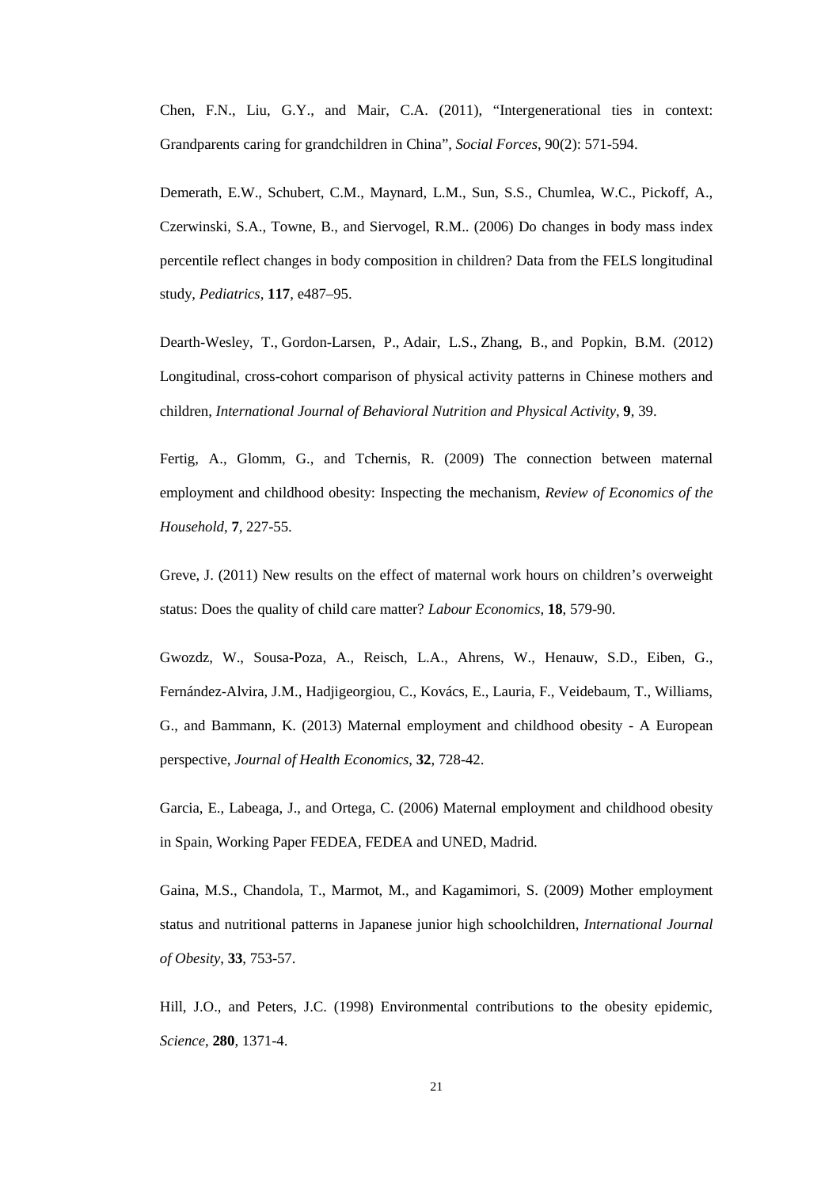Chen, F.N., Liu, G.Y., and Mair, C.A. (2011), "Intergenerational ties in context: Grandparents caring for grandchildren in China", *Social Forces*, 90(2): 571-594.

Demerath, E.W., Schubert, C.M., Maynard, L.M., Sun, S.S., Chumlea, W.C., Pickoff, A., Czerwinski, S.A., Towne, B., and Siervogel, R.M.. (2006) Do changes in body mass index percentile reflect changes in body composition in children? Data from the FELS longitudinal study, *Pediatrics*, **117**, e487–95.

Dearth-Wesley, T., Gordon-Larsen, P., Adair, L.S., Zhang, B., and Popkin, B.M. (2012) Longitudinal, cross-cohort comparison of physical activity patterns in Chinese mothers and children, *International Journal of Behavioral Nutrition and Physical Activity*, **9**, 39.

Fertig, A., Glomm, G., and Tchernis, R. (2009) The connection between maternal employment and childhood obesity: Inspecting the mechanism, *Review of Economics of the Household*, **7**, 227-55.

Greve, J. (2011) New results on the effect of maternal work hours on children's overweight status: Does the quality of child care matter? *Labour Economics*, **18**, 579-90.

Gwozdz, W., Sousa-Poza, A., Reisch, L.A., Ahrens, W., Henauw, S.D., Eiben, G., Fernández-Alvira, J.M., Hadjigeorgiou, C., Kovács, E., Lauria, F., Veidebaum, T., Williams, G., and Bammann, K. (2013) Maternal employment and childhood obesity - A European perspective, *Journal of Health Economics*, **32**, 728-42.

Garcia, E., Labeaga, J., and Ortega, C. (2006) Maternal employment and childhood obesity in Spain, Working Paper FEDEA, FEDEA and UNED, Madrid.

Gaina, M.S., Chandola, T., Marmot, M., and Kagamimori, S. (2009) Mother employment status and nutritional patterns in Japanese junior high schoolchildren, *International Journal of Obesity*, **33**, 753-57.

Hill, J.O., and Peters, J.C. (1998) Environmental contributions to the obesity epidemic, *Science*, **280**, 1371-4.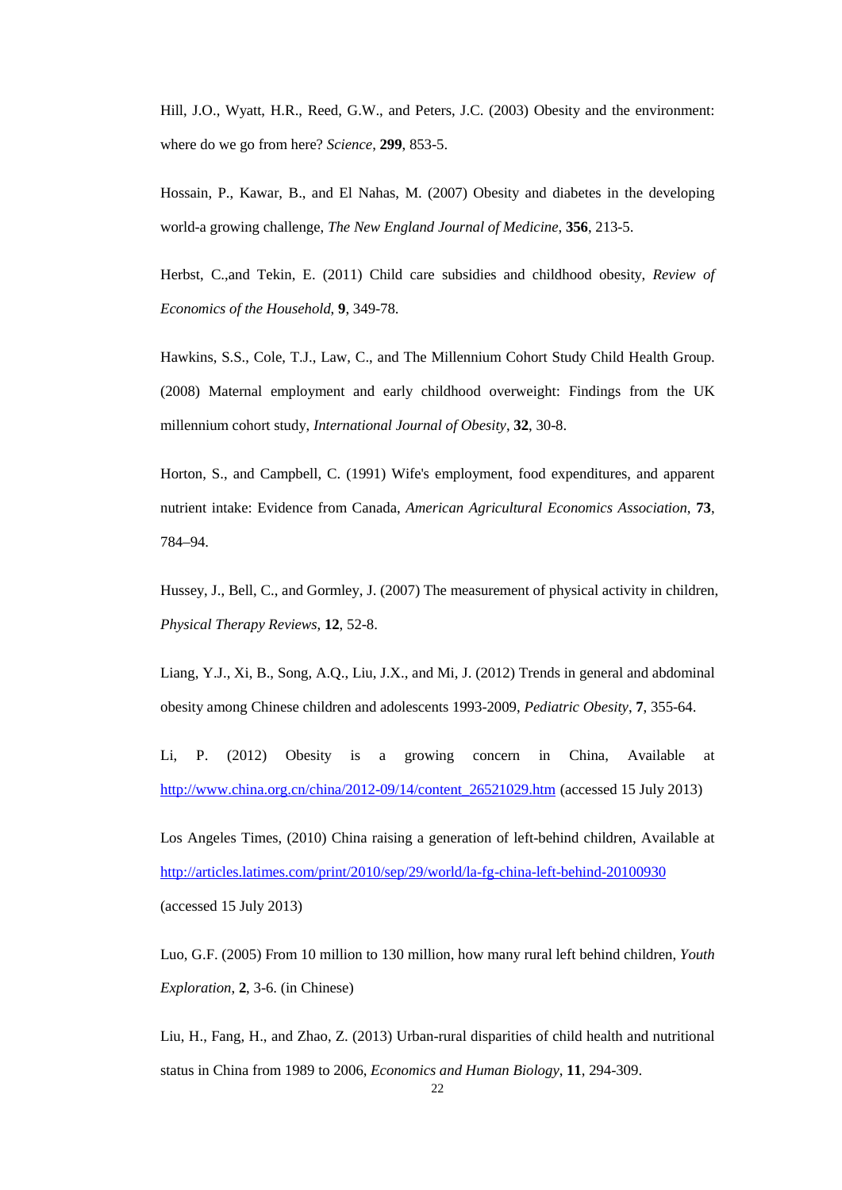Hill, J.O., Wyatt, H.R., Reed, G.W., and Peters, J.C. (2003) Obesity and the environment: where do we go from here? *Science*, **299**, 853-5.

Hossain, P., Kawar, B., and El Nahas, M. (2007) Obesity and diabetes in the developing world-a growing challenge, *The New England Journal of Medicine*, **356**, 213-5.

Herbst, C.,and Tekin, E. (2011) Child care subsidies and childhood obesity, *Review of Economics of the Household*, **9**, 349-78.

Hawkins, S.S., Cole, T.J., Law, C., and The Millennium Cohort Study Child Health Group. (2008) Maternal employment and early childhood overweight: Findings from the UK millennium cohort study, *International Journal of Obesity*, **32**, 30-8.

Horton, S., and Campbell, C. (1991) Wife's employment, food expenditures, and apparent nutrient intake: Evidence from Canada, *American Agricultural Economics Association*, **73**, 784–94.

Hussey, J., Bell, C., and Gormley, J. (2007) The measurement of physical activity in children, *Physical Therapy Reviews*, **12**, 52-8.

Liang, Y.J., Xi, B., Song, A.Q., Liu, J.X., and Mi, J. (2012) Trends in general and abdominal obesity among Chinese children and adolescents 1993-2009, *Pediatric Obesity*, **7**, 355-64.

Li, P. (2012) Obesity is a growing concern in China, Available at http://www.china.org.cn/china/2012-09/14/content_26521029.htm (accessed 15 July 2013)

Los Angeles Times, (2010) China raising a generation of left-behind children, Available at http://articles.latimes.com/print/2010/sep/29/world/la-fg-china-left-behind-20100930 (accessed 15 July 2013)

Luo, G.F. (2005) From 10 million to 130 million, how many rural left behind children, *Youth Exploration*, **2**, 3-6. (in Chinese)

Liu, H., Fang, H., and Zhao, Z. (2013) Urban-rural disparities of child health and nutritional status in China from 1989 to 2006, *Economics and Human Biology*, **11**, 294-309.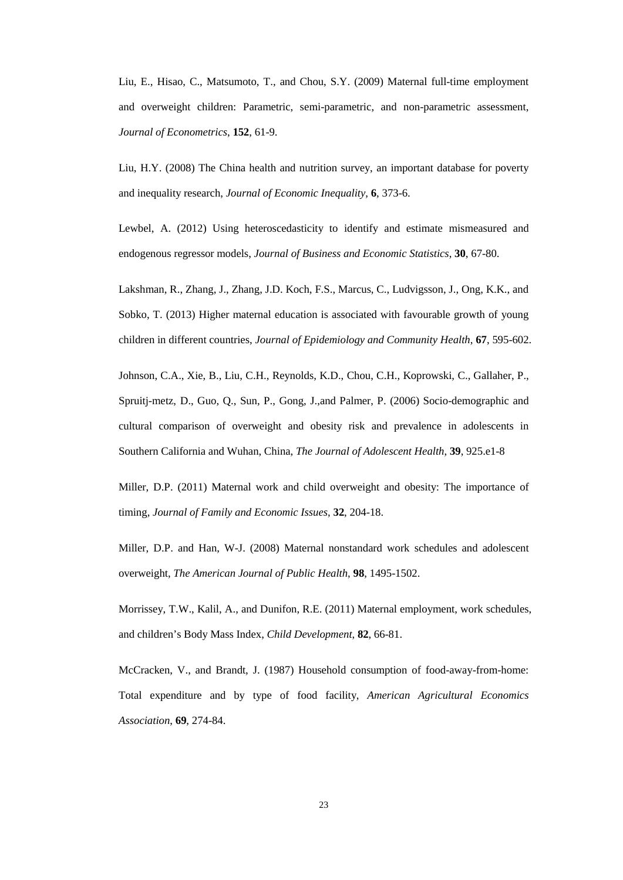Liu, E., Hisao, C., Matsumoto, T., and Chou, S.Y. (2009) Maternal full-time employment and overweight children: Parametric, semi-parametric, and non-parametric assessment, *Journal of Econometrics*, **152**, 61-9.

Liu, H.Y. (2008) The China health and nutrition survey, an important database for poverty and inequality research, *Journal of Economic Inequality*, **6**, 373-6.

Lewbel, A. (2012) Using heteroscedasticity to identify and estimate mismeasured and endogenous regressor models, *Journal of Business and Economic Statistics*, **30**, 67-80.

Lakshman, R., Zhang, J., Zhang, J.D. Koch, F.S., Marcus, C., Ludvigsson, J., Ong, K.K., and Sobko, T. (2013) Higher maternal education is associated with favourable growth of young children in different countries, *Journal of Epidemiology and Community Health*, **67**, 595-602.

Johnson, C.A., Xie, B., Liu, C.H., Reynolds, K.D., Chou, C.H., Koprowski, C., Gallaher, P., Spruitj-metz, D., Guo, Q., Sun, P., Gong, J.,and Palmer, P. (2006) Socio-demographic and cultural comparison of overweight and obesity risk and prevalence in adolescents in Southern California and Wuhan, China, *The Journal of Adolescent Health*, **39**, 925.e1-8

Miller, D.P. (2011) Maternal work and child overweight and obesity: The importance of timing, *Journal of Family and Economic Issues*, **32**, 204-18.

Miller, D.P. and Han, W-J. (2008) Maternal nonstandard work schedules and adolescent overweight, *The American Journal of Public Health*, **98**, 1495-1502.

Morrissey, T.W., Kalil, A., and Dunifon, R.E. (2011) Maternal employment, work schedules, and children's Body Mass Index, *Child Development*, **82**, 66-81.

McCracken, V., and Brandt, J. (1987) Household consumption of food-away-from-home: Total expenditure and by type of food facility, *American Agricultural Economics Association*, **69**, 274-84.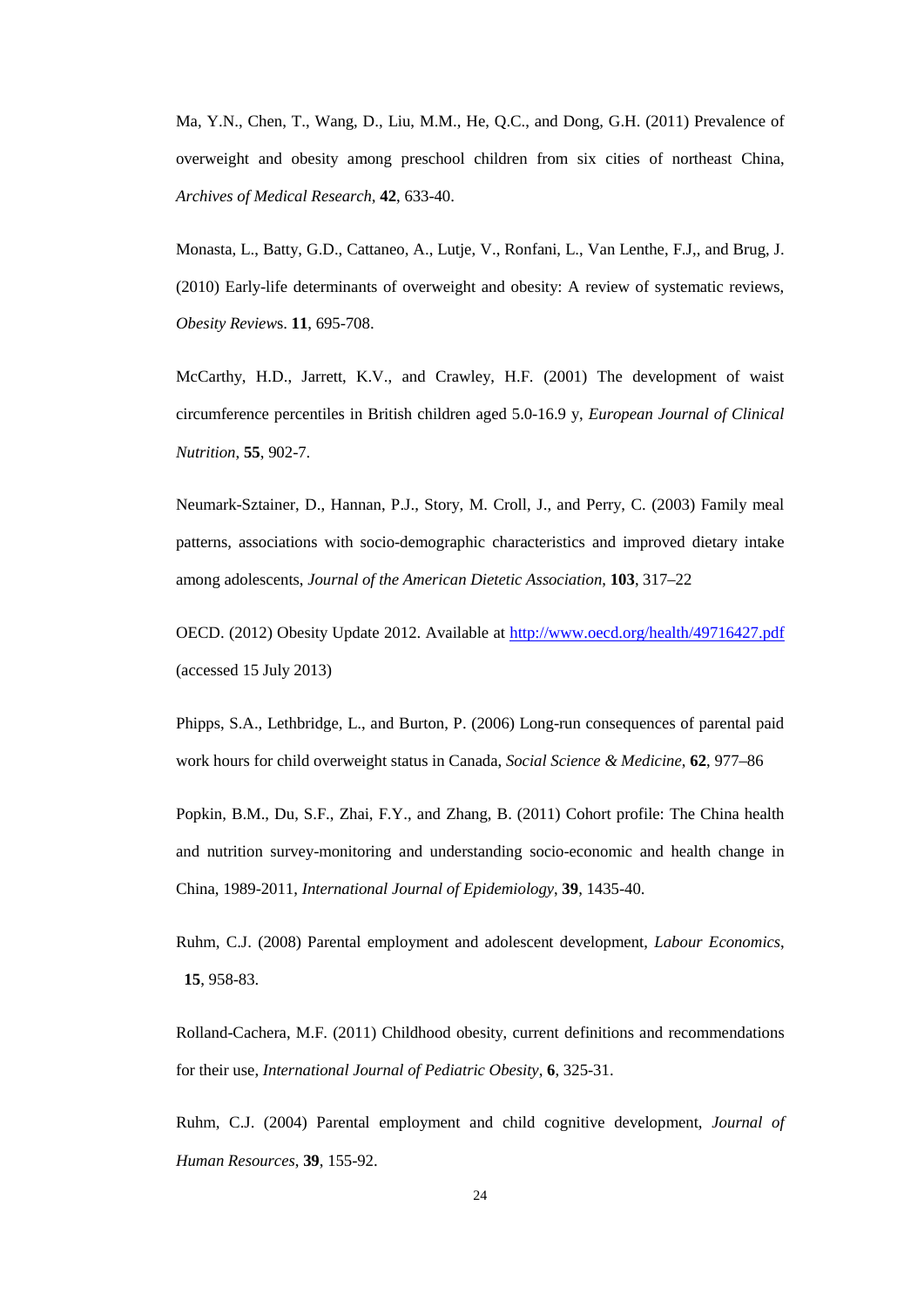Ma, Y.N., Chen, T., Wang, D., Liu, M.M., He, Q.C., and Dong, G.H. (2011) Prevalence of overweight and obesity among preschool children from six cities of northeast China, *Archives of Medical Research*, **42**, 633-40.

Monasta, L., Batty, G.D., Cattaneo, A., Lutje, V., Ronfani, L., Van Lenthe, F.J,, and Brug, J. (2010) Early-life determinants of overweight and obesity: A review of systematic reviews, *Obesity Reviews*. **11**, 695-708.

McCarthy, H.D., Jarrett, K.V., and Crawley, H.F. (2001) The development of waist circumference percentiles in British children aged 5.0-16.9 y, *European Journal of Clinical Nutrition*, **55**, 902-7.

Neumark-Sztainer, D., Hannan, P.J., Story, M. Croll, J., and Perry, C. (2003) Family meal patterns, associations with socio-demographic characteristics and improved dietary intake among adolescents, *Journal of the American Dietetic Association*, **103**, 317–22

OECD. (2012) Obesity Update 2012. Available at http://www.oecd.org/health/49716427.pdf (accessed 15 July 2013)

Phipps, S.A., Lethbridge, L., and Burton, P. (2006) Long-run consequences of parental paid work hours for child overweight status in Canada, *Social Science & Medicine*, **62**, 977–86

Popkin, B.M., Du, S.F., Zhai, F.Y., and Zhang, B. (2011) Cohort profile: The China health and nutrition survey-monitoring and understanding socio-economic and health change in China, 1989-2011, *International Journal of Epidemiology*, **39**, 1435-40.

Ruhm, C.J. (2008) Parental employment and adolescent development, *Labour Economics*, **15**, 958-83.

Rolland-Cachera, M.F. (2011) Childhood obesity, current definitions and recommendations for their use, *International Journal of Pediatric Obesity*, **6**, 325-31.

Ruhm, C.J. (2004) Parental employment and child cognitive development, *Journal of Human Resources*, **39**, 155-92.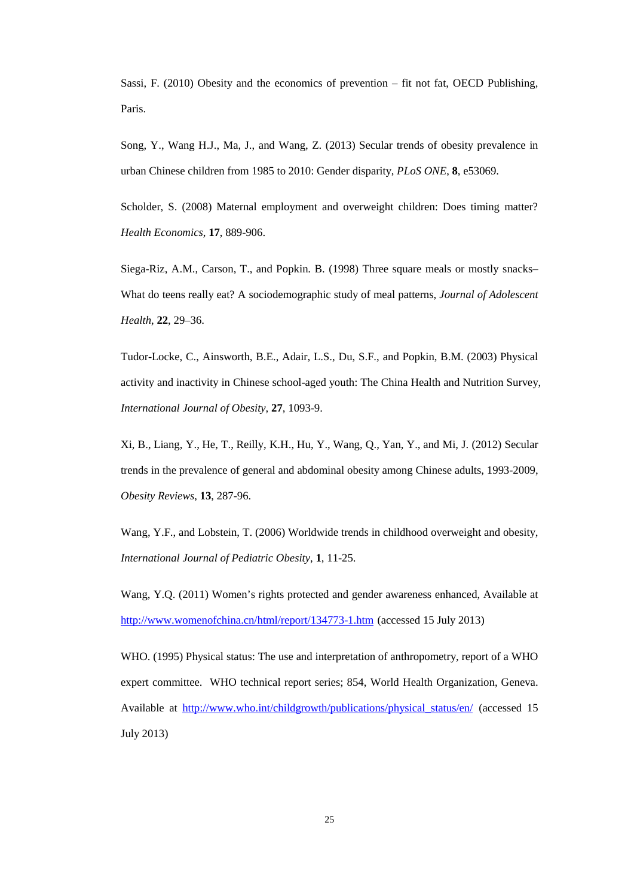Sassi, F. (2010) Obesity and the economics of prevention – fit not fat, OECD Publishing, Paris.

Song, Y., Wang H.J., Ma, J., and Wang, Z. (2013) Secular trends of obesity prevalence in urban Chinese children from 1985 to 2010: Gender disparity, *PLoS ONE*, **8**, e53069.

Scholder, S. (2008) Maternal employment and overweight children: Does timing matter? *Health Economics*, **17**, 889-906.

Siega-Riz, A.M., Carson, T., and Popkin. B. (1998) Three square meals or mostly snacks–What do teens really eat? A sociodemographic study of meal patterns, *Journal of Adolescent Health*, **22**, 29–36.

Tudor-Locke, C., Ainsworth, B.E., Adair, L.S., Du, S.F., and Popkin, B.M. (2003) Physical activity and inactivity in Chinese school-aged youth: The China Health and Nutrition Survey, *International Journal of Obesity*, **27**, 1093-9.

Xi, B., Liang, Y., He, T., Reilly, K.H., Hu, Y., Wang, Q., Yan, Y., and Mi, J. (2012) Secular trends in the prevalence of general and abdominal obesity among Chinese adults, 1993-2009, *Obesity Reviews*, **13**, 287-96.

Wang, Y.F., and Lobstein, T. (2006) Worldwide trends in childhood overweight and obesity, *International Journal of Pediatric Obesity*, **1**, 11-25.

Wang, Y.Q. (2011) Women's rights protected and gender awareness enhanced, Available at http://www.womenofchina.cn/html/report/134773-1.htm (accessed 15 July 2013)

WHO. (1995) Physical status: The use and interpretation of anthropometry, report of a WHO expert committee. WHO technical report series; 854, World Health Organization, Geneva. Available at http://www.who.int/childgrowth/publications/physical_status/en/ (accessed 15 July 2013)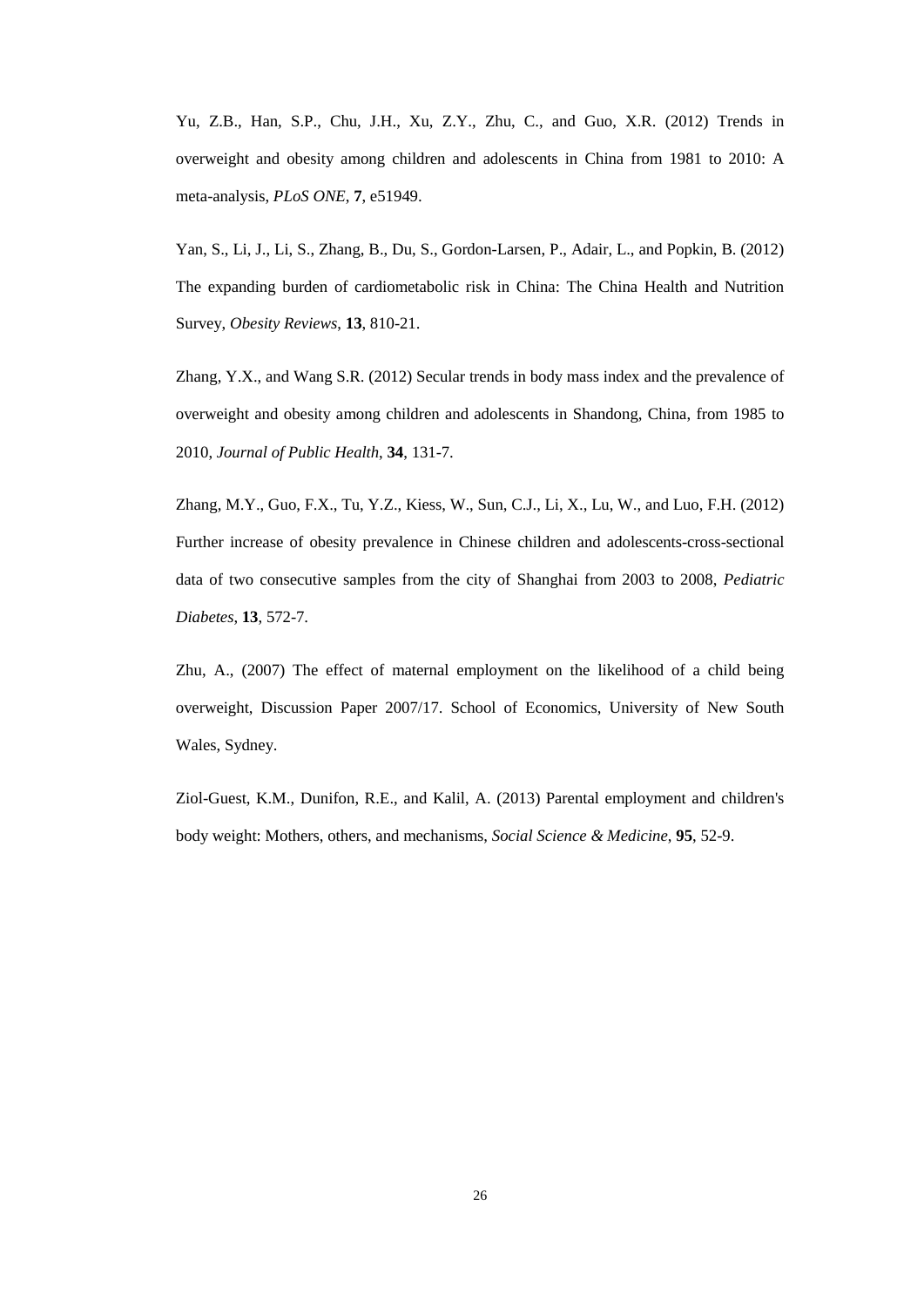Yu, Z.B., Han, S.P., Chu, J.H., Xu, Z.Y., Zhu, C., and Guo, X.R. (2012) Trends in overweight and obesity among children and adolescents in China from 1981 to 2010: A meta-analysis, *PLoS ONE*, **7**, e51949.

Yan, S., Li, J., Li, S., Zhang, B., Du, S., Gordon-Larsen, P., Adair, L., and Popkin, B. (2012) The expanding burden of cardiometabolic risk in China: The China Health and Nutrition Survey, *Obesity Reviews*, **13**, 810-21.

Zhang, Y.X., and Wang S.R. (2012) Secular trends in body mass index and the prevalence of overweight and obesity among children and adolescents in Shandong, China, from 1985 to 2010, *Journal of Public Health*, **34**, 131-7.

Zhang, M.Y., Guo, F.X., Tu, Y.Z., Kiess, W., Sun, C.J., Li, X., Lu, W., and Luo, F.H. (2012) Further increase of obesity prevalence in Chinese children and adolescents-cross-sectional data of two consecutive samples from the city of Shanghai from 2003 to 2008, *Pediatric Diabetes*, **13**, 572-7.

Zhu, A., (2007) The effect of maternal employment on the likelihood of a child being overweight, Discussion Paper 2007/17. School of Economics, University of New South Wales, Sydney.

Ziol-Guest, K.M., Dunifon, R.E., and Kalil, A. (2013) Parental employment and children's body weight: Mothers, others, and mechanisms, *Social Science & Medicine*, **95**, 52-9.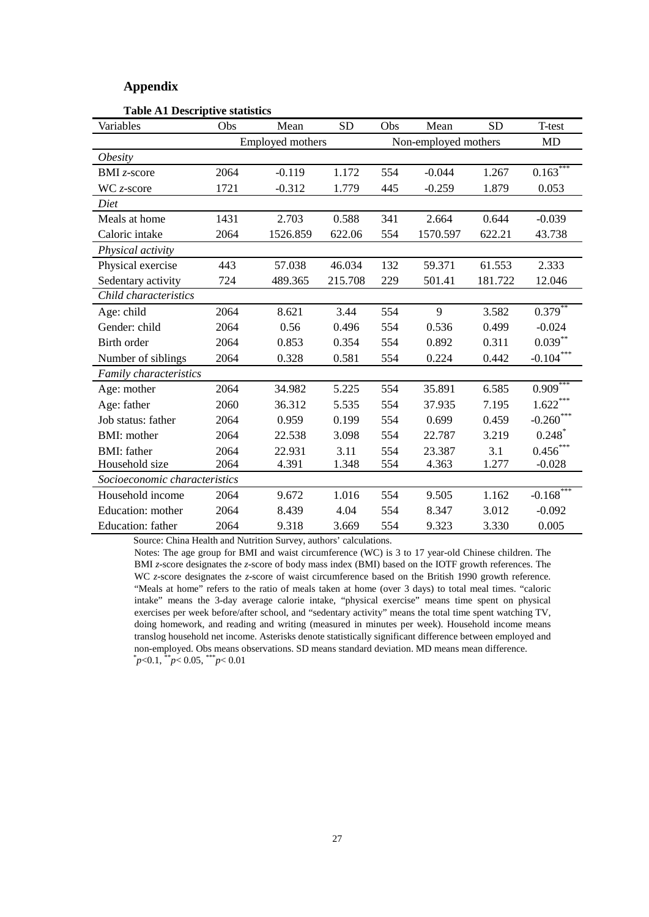## Appendix

**Table A1 Descriptive statistics**

| Variables | Obs | Mean | SD | Obs | Mean | SD | T-test |
|---|---|---|---|---|---|---|---|
| | Employed mothers | | | Non-employed mothers | | | MD |
| *Obesity* | | | | | | | |
| BMI *z*-score | 2064 | -0.119 | 1.172 | 554 | -0.044 | 1.267 | 0.163*** |
| WC *z*-score | 1721 | -0.312 | 1.779 | 445 | -0.259 | 1.879 | 0.053 |
| *Diet* | | | | | | | |
| Meals at home | 1431 | 2.703 | 0.588 | 341 | 2.664 | 0.644 | -0.039 |
| Caloric intake | 2064 | 1526.859 | 622.06 | 554 | 1570.597 | 622.21 | 43.738 |
| *Physical activity* | | | | | | | |
| Physical exercise | 443 | 57.038 | 46.034 | 132 | 59.371 | 61.553 | 2.333 |
| Sedentary activity | 724 | 489.365 | 215.708 | 229 | 501.41 | 181.722 | 12.046 |
| *Child characteristics* | | | | | | | |
| Age: child | 2064 | 8.621 | 3.44 | 554 | 9 | 3.582 | 0.379** |
| Gender: child | 2064 | 0.56 | 0.496 | 554 | 0.536 | 0.499 | -0.024 |
| Birth order | 2064 | 0.853 | 0.354 | 554 | 0.892 | 0.311 | 0.039** |
| Number of siblings | 2064 | 0.328 | 0.581 | 554 | 0.224 | 0.442 | -0.104*** |
| *Family characteristics* | | | | | | | |
| Age: mother | 2064 | 34.982 | 5.225 | 554 | 35.891 | 6.585 | 0.909*** |
| Age: father | 2060 | 36.312 | 5.535 | 554 | 37.935 | 7.195 | 1.622*** |
| Job status: father | 2064 | 0.959 | 0.199 | 554 | 0.699 | 0.459 | -0.260*** |
| BMI: mother | 2064 | 22.538 | 3.098 | 554 | 22.787 | 3.219 | 0.248* |
| BMI: father | 2064 | 22.931 | 3.11 | 554 | 23.387 | 3.1 | 0.456*** |
| Household size | 2064 | 4.391 | 1.348 | 554 | 4.363 | 1.277 | -0.028 |
| *Socioeconomic characteristics* | | | | | | | |
| Household income | 2064 | 9.672 | 1.016 | 554 | 9.505 | 1.162 | -0.168*** |
| Education: mother | 2064 | 8.439 | 4.04 | 554 | 8.347 | 3.012 | -0.092 |
| Education: father | 2064 | 9.318 | 3.669 | 554 | 9.323 | 3.330 | 0.005 |

Source: China Health and Nutrition Survey, authors' calculations.

Notes: The age group for BMI and waist circumference (WC) is 3 to 17 year-old Chinese children. The BMI *z*-score designates the *z*-score of body mass index (BMI) based on the IOTF growth references. The WC *z*-score designates the *z*-score of waist circumference based on the British 1990 growth reference. "Meals at home" refers to the ratio of meals taken at home (over 3 days) to total meal times. "caloric intake" means the 3-day average calorie intake, "physical exercise" means time spent on physical exercises per week before/after school, and "sedentary activity" means the total time spent watching TV, doing homework, and reading and writing (measured in minutes per week). Household income means translog household net income. Asterisks denote statistically significant difference between employed and non-employed. Obs means observations. SD means standard deviation. MD means mean difference.

*$p<0.1$, **$p<0.05$, ***$p<0.01$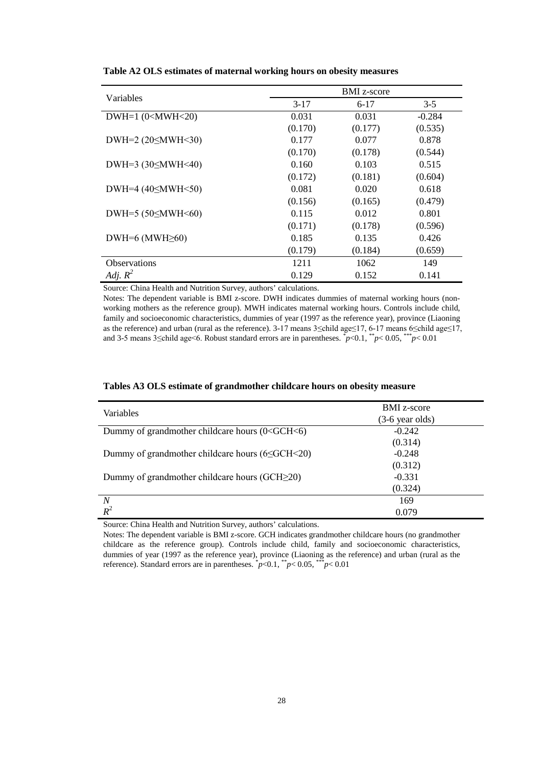**Table A2 OLS estimates of maternal working hours on obesity measures**

| Variables | BMI z-score | | |
|---|---|---|---|
| | 3-17 | 6-17 | 3-5 |
| DWH=1 (0<MWH<20) | 0.031 | 0.031 | -0.284 |
| | (0.170) | (0.177) | (0.535) |
| DWH=2 (20≤MWH<30) | 0.177 | 0.077 | 0.878 |
| | (0.170) | (0.178) | (0.544) |
| DWH=3 (30≤MWH<40) | 0.160 | 0.103 | 0.515 |
| | (0.172) | (0.181) | (0.604) |
| DWH=4 (40≤MWH<50) | 0.081 | 0.020 | 0.618 |
| | (0.156) | (0.165) | (0.479) |
| DWH=5 (50≤MWH<60) | 0.115 | 0.012 | 0.801 |
| | (0.171) | (0.178) | (0.596) |
| DWH=6 (MWH≥60) | 0.185 | 0.135 | 0.426 |
| | (0.179) | (0.184) | (0.659) |
| Observations | 1211 | 1062 | 149 |
| *Adj.* $R^2$ | 0.129 | 0.152 | 0.141 |

Source: China Health and Nutrition Survey, authors' calculations.

Notes: The dependent variable is BMI z-score. DWH indicates dummies of maternal working hours (non-working mothers as the reference group). MWH indicates maternal working hours. Controls include child, family and socioeconomic characteristics, dummies of year (1997 as the reference year), province (Liaoning as the reference) and urban (rural as the reference). 3-17 means 3≤child age≤17, 6-17 means 6≤child age≤17, and 3-5 means 3≤child age<6. Robust standard errors are in parentheses. $^{*}p$<0.1, $^{**}p$< 0.05, $^{***}p$< 0.01

**Tables A3 OLS estimate of grandmother childcare hours on obesity measure**

| Variables | BMI z-score (3-6 year olds) |
|---|---|
| Dummy of grandmother childcare hours (0<GCH<6) | -0.242 |
| | (0.314) |
| Dummy of grandmother childcare hours (6≤GCH<20) | -0.248 |
| | (0.312) |
| Dummy of grandmother childcare hours (GCH≥20) | -0.331 |
| | (0.324) |
| *N* | 169 |
| $R^2$ | 0.079 |

Source: China Health and Nutrition Survey, authors' calculations.

Notes: The dependent variable is BMI z-score. GCH indicates grandmother childcare hours (no grandmother childcare as the reference group). Controls include child, family and socioeconomic characteristics, dummies of year (1997 as the reference year), province (Liaoning as the reference) and urban (rural as the reference). Standard errors are in parentheses. $^{*}p$<0.1, $^{**}p$< 0.05, $^{***}p$< 0.01